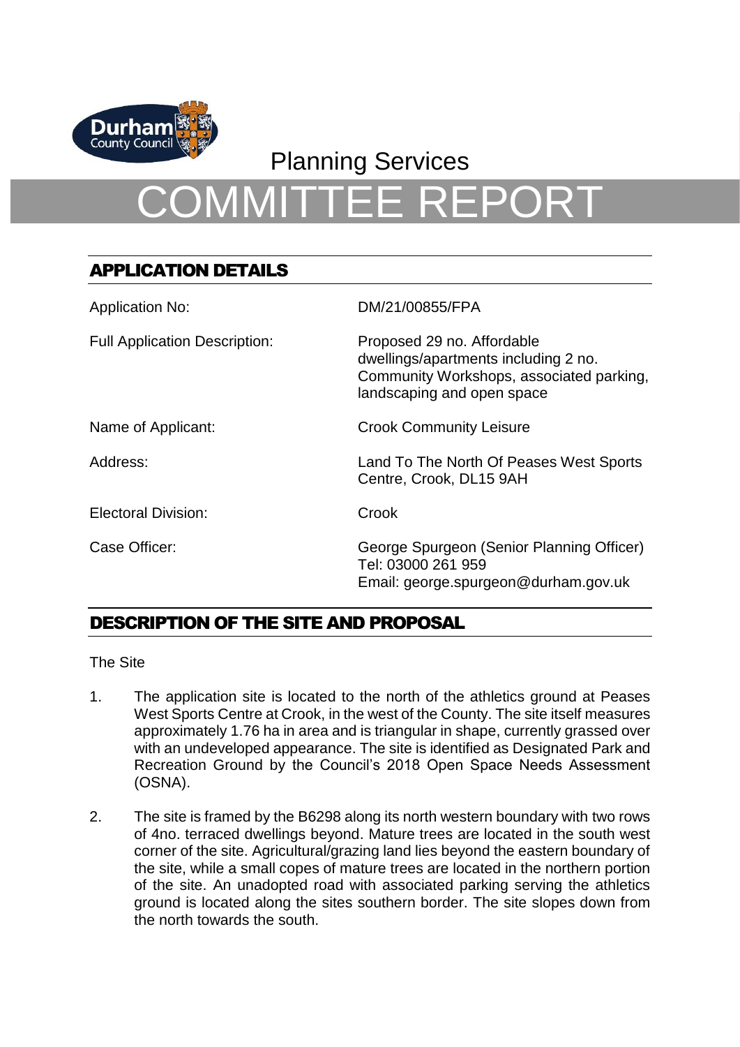Planning Services

# COMMITTEE REPORT

## APPLICATION DETAILS

| | |
|---|---|
| Application No: | DM/21/00855/FPA |
| Full Application Description: | Proposed 29 no. Affordable dwellings/apartments including 2 no. Community Workshops, associated parking, landscaping and open space |
| Name of Applicant: | Crook Community Leisure |
| Address: | Land To The North Of Peases West Sports Centre, Crook, DL15 9AH |
| Electoral Division: | Crook |
| Case Officer: | George Spurgeon (Senior Planning Officer)<br>Tel: 03000 261 959<br>Email: george.spurgeon@durham.gov.uk |

## DESCRIPTION OF THE SITE AND PROPOSAL

The Site

1. The application site is located to the north of the athletics ground at Peases West Sports Centre at Crook, in the west of the County. The site itself measures approximately 1.76 ha in area and is triangular in shape, currently grassed over with an undeveloped appearance. The site is identified as Designated Park and Recreation Ground by the Council's 2018 Open Space Needs Assessment (OSNA).

2. The site is framed by the B6298 along its north western boundary with two rows of 4no. terraced dwellings beyond. Mature trees are located in the south west corner of the site. Agricultural/grazing land lies beyond the eastern boundary of the site, while a small copes of mature trees are located in the northern portion of the site. An unadopted road with associated parking serving the athletics ground is located along the sites southern border. The site slopes down from the north towards the south.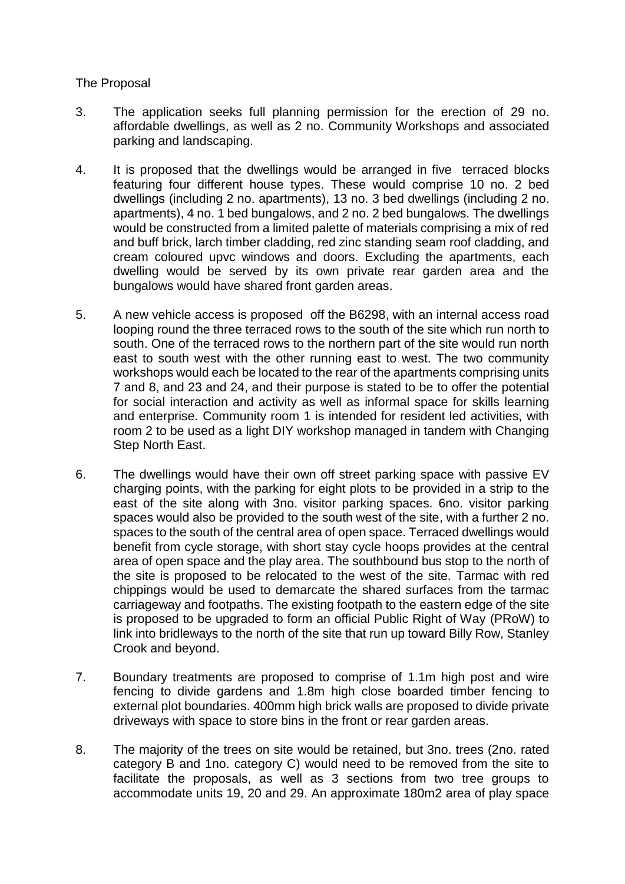The Proposal

3. The application seeks full planning permission for the erection of 29 no. affordable dwellings, as well as 2 no. Community Workshops and associated parking and landscaping.

4. It is proposed that the dwellings would be arranged in five terraced blocks featuring four different house types. These would comprise 10 no. 2 bed dwellings (including 2 no. apartments), 13 no. 3 bed dwellings (including 2 no. apartments), 4 no. 1 bed bungalows, and 2 no. 2 bed bungalows. The dwellings would be constructed from a limited palette of materials comprising a mix of red and buff brick, larch timber cladding, red zinc standing seam roof cladding, and cream coloured upvc windows and doors. Excluding the apartments, each dwelling would be served by its own private rear garden area and the bungalows would have shared front garden areas.

5. A new vehicle access is proposed off the B6298, with an internal access road looping round the three terraced rows to the south of the site which run north to south. One of the terraced rows to the northern part of the site would run north east to south west with the other running east to west. The two community workshops would each be located to the rear of the apartments comprising units 7 and 8, and 23 and 24, and their purpose is stated to be to offer the potential for social interaction and activity as well as informal space for skills learning and enterprise. Community room 1 is intended for resident led activities, with room 2 to be used as a light DIY workshop managed in tandem with Changing Step North East.

6. The dwellings would have their own off street parking space with passive EV charging points, with the parking for eight plots to be provided in a strip to the east of the site along with 3no. visitor parking spaces. 6no. visitor parking spaces would also be provided to the south west of the site, with a further 2 no. spaces to the south of the central area of open space. Terraced dwellings would benefit from cycle storage, with short stay cycle hoops provides at the central area of open space and the play area. The southbound bus stop to the north of the site is proposed to be relocated to the west of the site. Tarmac with red chippings would be used to demarcate the shared surfaces from the tarmac carriageway and footpaths. The existing footpath to the eastern edge of the site is proposed to be upgraded to form an official Public Right of Way (PRoW) to link into bridleways to the north of the site that run up toward Billy Row, Stanley Crook and beyond.

7. Boundary treatments are proposed to comprise of 1.1m high post and wire fencing to divide gardens and 1.8m high close boarded timber fencing to external plot boundaries. 400mm high brick walls are proposed to divide private driveways with space to store bins in the front or rear garden areas.

8. The majority of the trees on site would be retained, but 3no. trees (2no. rated category B and 1no. category C) would need to be removed from the site to facilitate the proposals, as well as 3 sections from two tree groups to accommodate units 19, 20 and 29. An approximate 180m2 area of play space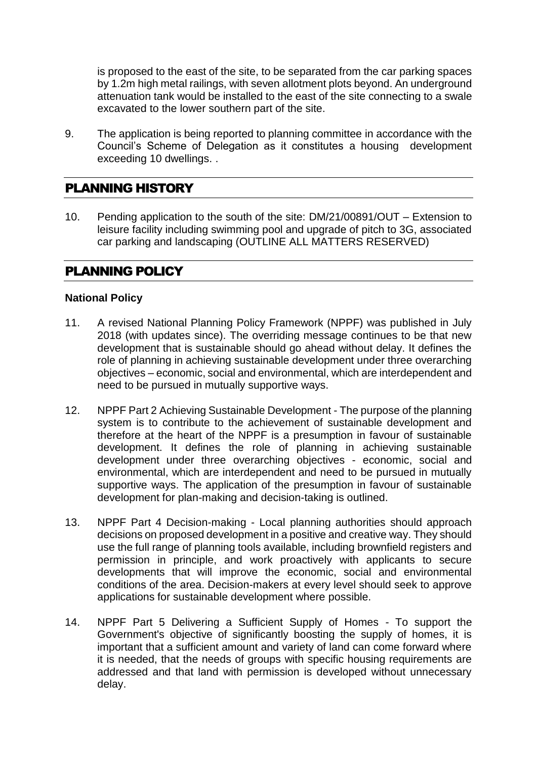is proposed to the east of the site, to be separated from the car parking spaces by 1.2m high metal railings, with seven allotment plots beyond. An underground attenuation tank would be installed to the east of the site connecting to a swale excavated to the lower southern part of the site.

9. The application is being reported to planning committee in accordance with the Council's Scheme of Delegation as it constitutes a housing development exceeding 10 dwellings. .

## PLANNING HISTORY

10. Pending application to the south of the site: DM/21/00891/OUT – Extension to leisure facility including swimming pool and upgrade of pitch to 3G, associated car parking and landscaping (OUTLINE ALL MATTERS RESERVED)

## PLANNING POLICY

### National Policy

11. A revised National Planning Policy Framework (NPPF) was published in July 2018 (with updates since). The overriding message continues to be that new development that is sustainable should go ahead without delay. It defines the role of planning in achieving sustainable development under three overarching objectives – economic, social and environmental, which are interdependent and need to be pursued in mutually supportive ways.

12. NPPF Part 2 Achieving Sustainable Development - The purpose of the planning system is to contribute to the achievement of sustainable development and therefore at the heart of the NPPF is a presumption in favour of sustainable development. It defines the role of planning in achieving sustainable development under three overarching objectives - economic, social and environmental, which are interdependent and need to be pursued in mutually supportive ways. The application of the presumption in favour of sustainable development for plan-making and decision-taking is outlined.

13. NPPF Part 4 Decision-making - Local planning authorities should approach decisions on proposed development in a positive and creative way. They should use the full range of planning tools available, including brownfield registers and permission in principle, and work proactively with applicants to secure developments that will improve the economic, social and environmental conditions of the area. Decision-makers at every level should seek to approve applications for sustainable development where possible.

14. NPPF Part 5 Delivering a Sufficient Supply of Homes - To support the Government's objective of significantly boosting the supply of homes, it is important that a sufficient amount and variety of land can come forward where it is needed, that the needs of groups with specific housing requirements are addressed and that land with permission is developed without unnecessary delay.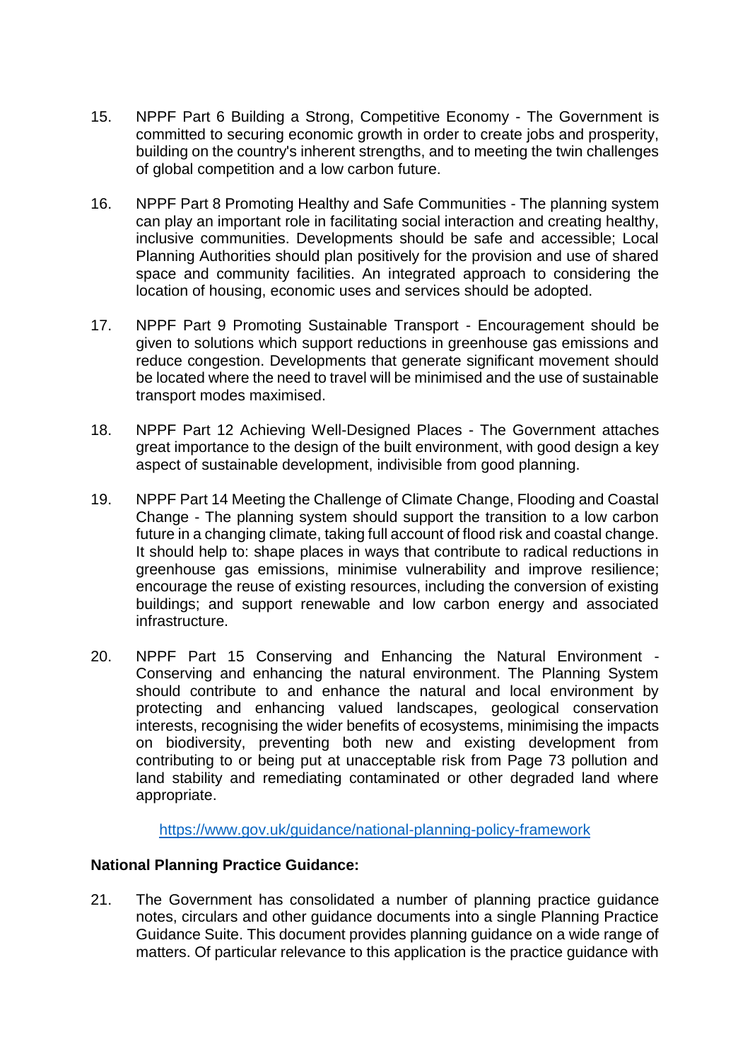15. NPPF Part 6 Building a Strong, Competitive Economy - The Government is committed to securing economic growth in order to create jobs and prosperity, building on the country's inherent strengths, and to meeting the twin challenges of global competition and a low carbon future.

16. NPPF Part 8 Promoting Healthy and Safe Communities - The planning system can play an important role in facilitating social interaction and creating healthy, inclusive communities. Developments should be safe and accessible; Local Planning Authorities should plan positively for the provision and use of shared space and community facilities. An integrated approach to considering the location of housing, economic uses and services should be adopted.

17. NPPF Part 9 Promoting Sustainable Transport - Encouragement should be given to solutions which support reductions in greenhouse gas emissions and reduce congestion. Developments that generate significant movement should be located where the need to travel will be minimised and the use of sustainable transport modes maximised.

18. NPPF Part 12 Achieving Well-Designed Places - The Government attaches great importance to the design of the built environment, with good design a key aspect of sustainable development, indivisible from good planning.

19. NPPF Part 14 Meeting the Challenge of Climate Change, Flooding and Coastal Change - The planning system should support the transition to a low carbon future in a changing climate, taking full account of flood risk and coastal change. It should help to: shape places in ways that contribute to radical reductions in greenhouse gas emissions, minimise vulnerability and improve resilience; encourage the reuse of existing resources, including the conversion of existing buildings; and support renewable and low carbon energy and associated infrastructure.

20. NPPF Part 15 Conserving and Enhancing the Natural Environment - Conserving and enhancing the natural environment. The Planning System should contribute to and enhance the natural and local environment by protecting and enhancing valued landscapes, geological conservation interests, recognising the wider benefits of ecosystems, minimising the impacts on biodiversity, preventing both new and existing development from contributing to or being put at unacceptable risk from Page 73 pollution and land stability and remediating contaminated or other degraded land where appropriate.

https://www.gov.uk/guidance/national-planning-policy-framework

**National Planning Practice Guidance:**

21. The Government has consolidated a number of planning practice guidance notes, circulars and other guidance documents into a single Planning Practice Guidance Suite. This document provides planning guidance on a wide range of matters. Of particular relevance to this application is the practice guidance with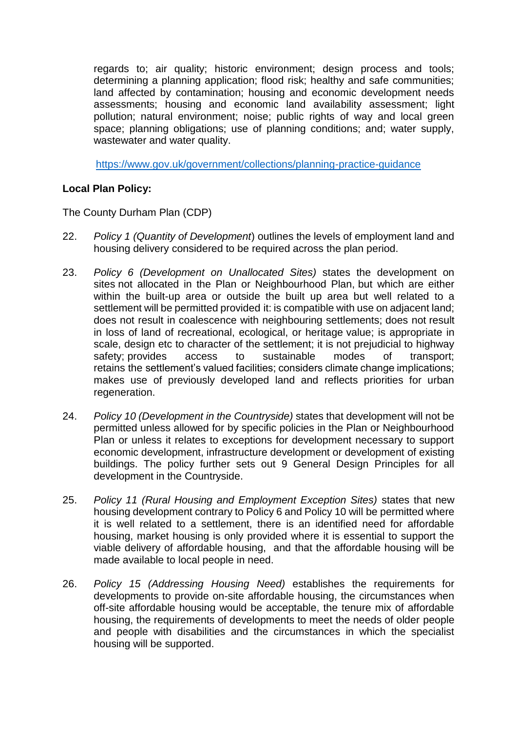regards to; air quality; historic environment; design process and tools; determining a planning application; flood risk; healthy and safe communities; land affected by contamination; housing and economic development needs assessments; housing and economic land availability assessment; light pollution; natural environment; noise; public rights of way and local green space; planning obligations; use of planning conditions; and; water supply, wastewater and water quality.

https://www.gov.uk/government/collections/planning-practice-guidance

**Local Plan Policy:**

The County Durham Plan (CDP)

22. *Policy 1 (Quantity of Development*) outlines the levels of employment land and housing delivery considered to be required across the plan period.

23. *Policy 6 (Development on Unallocated Sites)* states the development on sites not allocated in the Plan or Neighbourhood Plan, but which are either within the built-up area or outside the built up area but well related to a settlement will be permitted provided it: is compatible with use on adjacent land; does not result in coalescence with neighbouring settlements; does not result in loss of land of recreational, ecological, or heritage value; is appropriate in scale, design etc to character of the settlement; it is not prejudicial to highway safety; provides access to sustainable modes of transport; retains the settlement's valued facilities; considers climate change implications; makes use of previously developed land and reflects priorities for urban regeneration.

24. *Policy 10 (Development in the Countryside)* states that development will not be permitted unless allowed for by specific policies in the Plan or Neighbourhood Plan or unless it relates to exceptions for development necessary to support economic development, infrastructure development or development of existing buildings. The policy further sets out 9 General Design Principles for all development in the Countryside.

25. *Policy 11 (Rural Housing and Employment Exception Sites)* states that new housing development contrary to Policy 6 and Policy 10 will be permitted where it is well related to a settlement, there is an identified need for affordable housing, market housing is only provided where it is essential to support the viable delivery of affordable housing, and that the affordable housing will be made available to local people in need.

26. *Policy 15 (Addressing Housing Need)* establishes the requirements for developments to provide on-site affordable housing, the circumstances when off-site affordable housing would be acceptable, the tenure mix of affordable housing, the requirements of developments to meet the needs of older people and people with disabilities and the circumstances in which the specialist housing will be supported.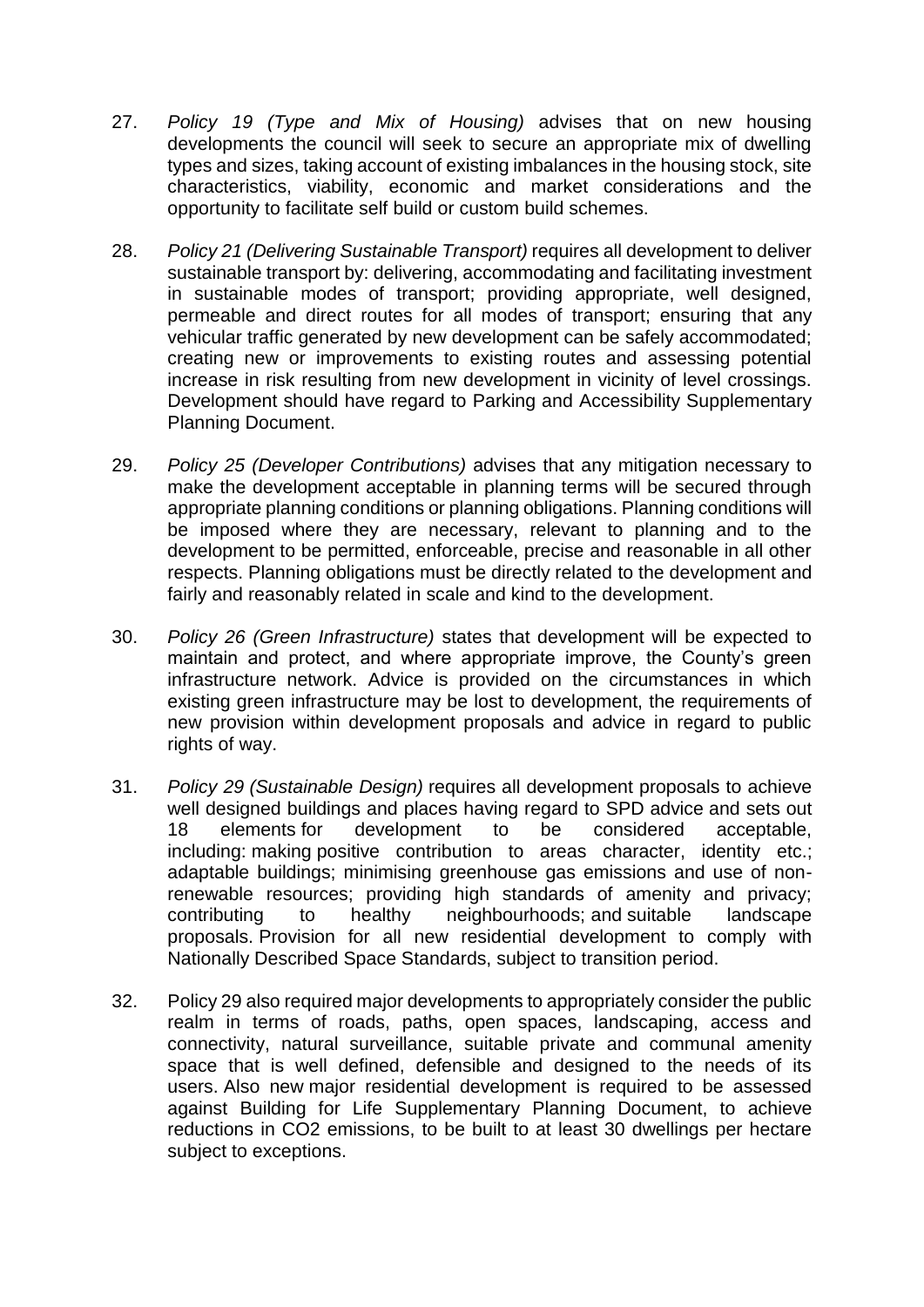27. *Policy 19 (Type and Mix of Housing)* advises that on new housing developments the council will seek to secure an appropriate mix of dwelling types and sizes, taking account of existing imbalances in the housing stock, site characteristics, viability, economic and market considerations and the opportunity to facilitate self build or custom build schemes.

28. *Policy 21 (Delivering Sustainable Transport)* requires all development to deliver sustainable transport by: delivering, accommodating and facilitating investment in sustainable modes of transport; providing appropriate, well designed, permeable and direct routes for all modes of transport; ensuring that any vehicular traffic generated by new development can be safely accommodated; creating new or improvements to existing routes and assessing potential increase in risk resulting from new development in vicinity of level crossings. Development should have regard to Parking and Accessibility Supplementary Planning Document.

29. *Policy 25 (Developer Contributions)* advises that any mitigation necessary to make the development acceptable in planning terms will be secured through appropriate planning conditions or planning obligations. Planning conditions will be imposed where they are necessary, relevant to planning and to the development to be permitted, enforceable, precise and reasonable in all other respects. Planning obligations must be directly related to the development and fairly and reasonably related in scale and kind to the development.

30. *Policy 26 (Green Infrastructure)* states that development will be expected to maintain and protect, and where appropriate improve, the County's green infrastructure network. Advice is provided on the circumstances in which existing green infrastructure may be lost to development, the requirements of new provision within development proposals and advice in regard to public rights of way.

31. *Policy 29 (Sustainable Design)* requires all development proposals to achieve well designed buildings and places having regard to SPD advice and sets out 18 elements for development to be considered acceptable, including: making positive contribution to areas character, identity etc.; adaptable buildings; minimising greenhouse gas emissions and use of non-renewable resources; providing high standards of amenity and privacy; contributing to healthy neighbourhoods; and suitable landscape proposals. Provision for all new residential development to comply with Nationally Described Space Standards, subject to transition period.

32. Policy 29 also required major developments to appropriately consider the public realm in terms of roads, paths, open spaces, landscaping, access and connectivity, natural surveillance, suitable private and communal amenity space that is well defined, defensible and designed to the needs of its users. Also new major residential development is required to be assessed against Building for Life Supplementary Planning Document, to achieve reductions in $CO_2$ emissions, to be built to at least 30 dwellings per hectare subject to exceptions.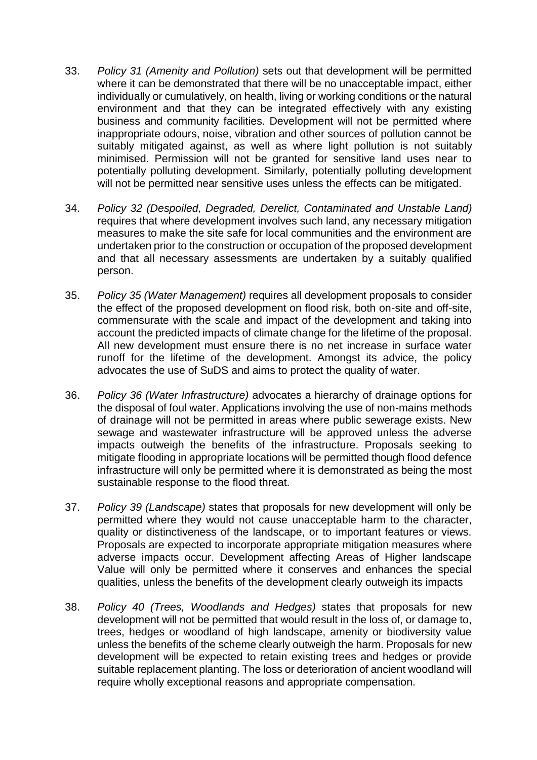33. *Policy 31 (Amenity and Pollution)* sets out that development will be permitted where it can be demonstrated that there will be no unacceptable impact, either individually or cumulatively, on health, living or working conditions or the natural environment and that they can be integrated effectively with any existing business and community facilities. Development will not be permitted where inappropriate odours, noise, vibration and other sources of pollution cannot be suitably mitigated against, as well as where light pollution is not suitably minimised. Permission will not be granted for sensitive land uses near to potentially polluting development. Similarly, potentially polluting development will not be permitted near sensitive uses unless the effects can be mitigated.

34. *Policy 32 (Despoiled, Degraded, Derelict, Contaminated and Unstable Land)* requires that where development involves such land, any necessary mitigation measures to make the site safe for local communities and the environment are undertaken prior to the construction or occupation of the proposed development and that all necessary assessments are undertaken by a suitably qualified person.

35. *Policy 35 (Water Management)* requires all development proposals to consider the effect of the proposed development on flood risk, both on-site and off-site, commensurate with the scale and impact of the development and taking into account the predicted impacts of climate change for the lifetime of the proposal. All new development must ensure there is no net increase in surface water runoff for the lifetime of the development. Amongst its advice, the policy advocates the use of SuDS and aims to protect the quality of water.

36. *Policy 36 (Water Infrastructure)* advocates a hierarchy of drainage options for the disposal of foul water. Applications involving the use of non-mains methods of drainage will not be permitted in areas where public sewerage exists. New sewage and wastewater infrastructure will be approved unless the adverse impacts outweigh the benefits of the infrastructure. Proposals seeking to mitigate flooding in appropriate locations will be permitted though flood defence infrastructure will only be permitted where it is demonstrated as being the most sustainable response to the flood threat.

37. *Policy 39 (Landscape)* states that proposals for new development will only be permitted where they would not cause unacceptable harm to the character, quality or distinctiveness of the landscape, or to important features or views. Proposals are expected to incorporate appropriate mitigation measures where adverse impacts occur. Development affecting Areas of Higher landscape Value will only be permitted where it conserves and enhances the special qualities, unless the benefits of the development clearly outweigh its impacts

38. *Policy 40 (Trees, Woodlands and Hedges)* states that proposals for new development will not be permitted that would result in the loss of, or damage to, trees, hedges or woodland of high landscape, amenity or biodiversity value unless the benefits of the scheme clearly outweigh the harm. Proposals for new development will be expected to retain existing trees and hedges or provide suitable replacement planting. The loss or deterioration of ancient woodland will require wholly exceptional reasons and appropriate compensation.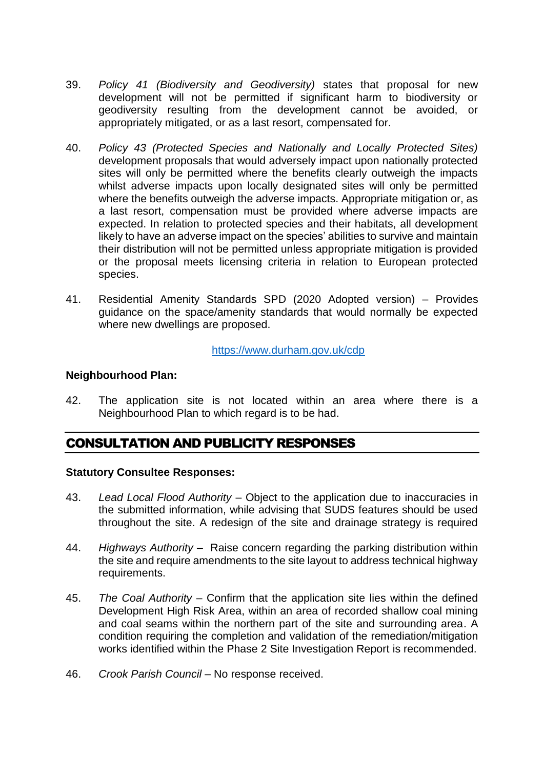39. *Policy 41 (Biodiversity and Geodiversity)* states that proposal for new development will not be permitted if significant harm to biodiversity or geodiversity resulting from the development cannot be avoided, or appropriately mitigated, or as a last resort, compensated for.

40. *Policy 43 (Protected Species and Nationally and Locally Protected Sites)* development proposals that would adversely impact upon nationally protected sites will only be permitted where the benefits clearly outweigh the impacts whilst adverse impacts upon locally designated sites will only be permitted where the benefits outweigh the adverse impacts. Appropriate mitigation or, as a last resort, compensation must be provided where adverse impacts are expected. In relation to protected species and their habitats, all development likely to have an adverse impact on the species' abilities to survive and maintain their distribution will not be permitted unless appropriate mitigation is provided or the proposal meets licensing criteria in relation to European protected species.

41. Residential Amenity Standards SPD (2020 Adopted version) – Provides guidance on the space/amenity standards that would normally be expected where new dwellings are proposed.

https://www.durham.gov.uk/cdp

**Neighbourhood Plan:**

42. The application site is not located within an area where there is a Neighbourhood Plan to which regard is to be had.

## CONSULTATION AND PUBLICITY RESPONSES

**Statutory Consultee Responses:**

43. *Lead Local Flood Authority* – Object to the application due to inaccuracies in the submitted information, while advising that SUDS features should be used throughout the site. A redesign of the site and drainage strategy is required

44. *Highways Authority* – Raise concern regarding the parking distribution within the site and require amendments to the site layout to address technical highway requirements.

45. *The Coal Authority* – Confirm that the application site lies within the defined Development High Risk Area, within an area of recorded shallow coal mining and coal seams within the northern part of the site and surrounding area. A condition requiring the completion and validation of the remediation/mitigation works identified within the Phase 2 Site Investigation Report is recommended.

46. *Crook Parish Council* – No response received.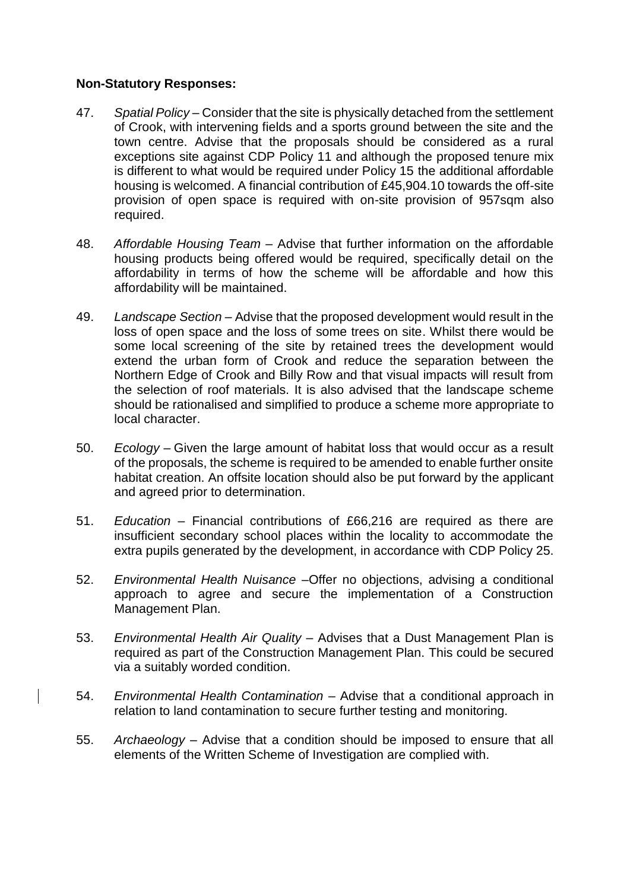**Non-Statutory Responses:**

47. *Spatial Policy* – Consider that the site is physically detached from the settlement of Crook, with intervening fields and a sports ground between the site and the town centre. Advise that the proposals should be considered as a rural exceptions site against CDP Policy 11 and although the proposed tenure mix is different to what would be required under Policy 15 the additional affordable housing is welcomed. A financial contribution of £45,904.10 towards the off-site provision of open space is required with on-site provision of 957sqm also required.

48. *Affordable Housing Team* – Advise that further information on the affordable housing products being offered would be required, specifically detail on the affordability in terms of how the scheme will be affordable and how this affordability will be maintained.

49. *Landscape Section* – Advise that the proposed development would result in the loss of open space and the loss of some trees on site. Whilst there would be some local screening of the site by retained trees the development would extend the urban form of Crook and reduce the separation between the Northern Edge of Crook and Billy Row and that visual impacts will result from the selection of roof materials. It is also advised that the landscape scheme should be rationalised and simplified to produce a scheme more appropriate to local character.

50. *Ecology* – Given the large amount of habitat loss that would occur as a result of the proposals, the scheme is required to be amended to enable further onsite habitat creation. An offsite location should also be put forward by the applicant and agreed prior to determination.

51. *Education* – Financial contributions of £66,216 are required as there are insufficient secondary school places within the locality to accommodate the extra pupils generated by the development, in accordance with CDP Policy 25.

52. *Environmental Health Nuisance* –Offer no objections, advising a conditional approach to agree and secure the implementation of a Construction Management Plan.

53. *Environmental Health Air Quality* – Advises that a Dust Management Plan is required as part of the Construction Management Plan. This could be secured via a suitably worded condition.

54. *Environmental Health Contamination* – Advise that a conditional approach in relation to land contamination to secure further testing and monitoring.

55. *Archaeology* – Advise that a condition should be imposed to ensure that all elements of the Written Scheme of Investigation are complied with.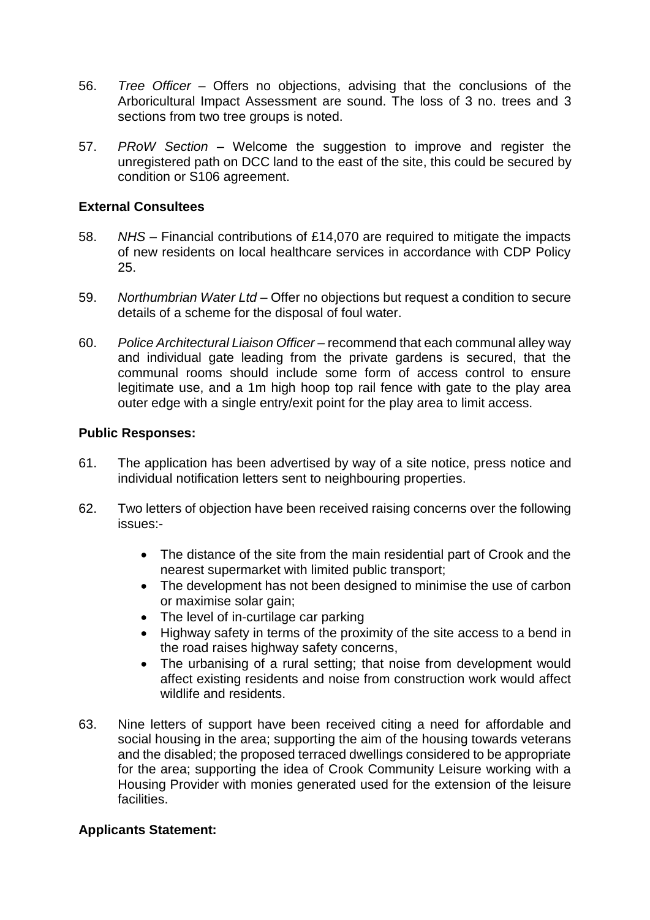56. *Tree Officer* – Offers no objections, advising that the conclusions of the Arboricultural Impact Assessment are sound. The loss of 3 no. trees and 3 sections from two tree groups is noted.

57. *PRoW Section* – Welcome the suggestion to improve and register the unregistered path on DCC land to the east of the site, this could be secured by condition or S106 agreement.

**External Consultees**

58. *NHS* – Financial contributions of £14,070 are required to mitigate the impacts of new residents on local healthcare services in accordance with CDP Policy 25.

59. *Northumbrian Water Ltd* – Offer no objections but request a condition to secure details of a scheme for the disposal of foul water.

60. *Police Architectural Liaison Officer* – recommend that each communal alley way and individual gate leading from the private gardens is secured, that the communal rooms should include some form of access control to ensure legitimate use, and a 1m high hoop top rail fence with gate to the play area outer edge with a single entry/exit point for the play area to limit access.

**Public Responses:**

61. The application has been advertised by way of a site notice, press notice and individual notification letters sent to neighbouring properties.

62. Two letters of objection have been received raising concerns over the following issues:-

    - The distance of the site from the main residential part of Crook and the nearest supermarket with limited public transport;
    - The development has not been designed to minimise the use of carbon or maximise solar gain;
    - The level of in-curtilage car parking
    - Highway safety in terms of the proximity of the site access to a bend in the road raises highway safety concerns,
    - The urbanising of a rural setting; that noise from development would affect existing residents and noise from construction work would affect wildlife and residents.

63. Nine letters of support have been received citing a need for affordable and social housing in the area; supporting the aim of the housing towards veterans and the disabled; the proposed terraced dwellings considered to be appropriate for the area; supporting the idea of Crook Community Leisure working with a Housing Provider with monies generated used for the extension of the leisure facilities.

**Applicants Statement:**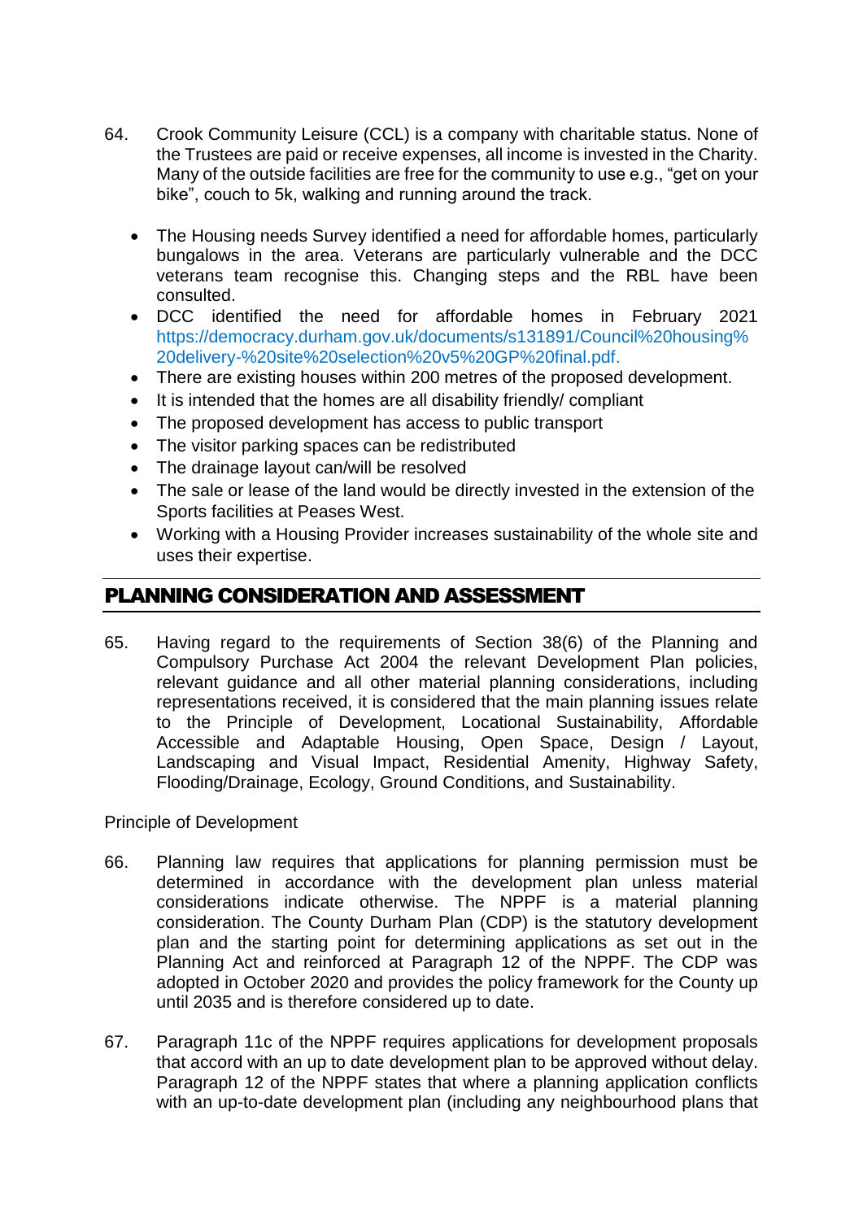64. Crook Community Leisure (CCL) is a company with charitable status. None of the Trustees are paid or receive expenses, all income is invested in the Charity. Many of the outside facilities are free for the community to use e.g., "get on your bike", couch to 5k, walking and running around the track.

- The Housing needs Survey identified a need for affordable homes, particularly bungalows in the area. Veterans are particularly vulnerable and the DCC veterans team recognise this. Changing steps and the RBL have been consulted.
- DCC identified the need for affordable homes in February 2021 https://democracy.durham.gov.uk/documents/s131891/Council%20housing%20delivery-%20site%20selection%20v5%20GP%20final.pdf.
- There are existing houses within 200 metres of the proposed development.
- It is intended that the homes are all disability friendly/ compliant
- The proposed development has access to public transport
- The visitor parking spaces can be redistributed
- The drainage layout can/will be resolved
- The sale or lease of the land would be directly invested in the extension of the Sports facilities at Peases West.
- Working with a Housing Provider increases sustainability of the whole site and uses their expertise.

## PLANNING CONSIDERATION AND ASSESSMENT

65. Having regard to the requirements of Section 38(6) of the Planning and Compulsory Purchase Act 2004 the relevant Development Plan policies, relevant guidance and all other material planning considerations, including representations received, it is considered that the main planning issues relate to the Principle of Development, Locational Sustainability, Affordable Accessible and Adaptable Housing, Open Space, Design / Layout, Landscaping and Visual Impact, Residential Amenity, Highway Safety, Flooding/Drainage, Ecology, Ground Conditions, and Sustainability.

### Principle of Development

66. Planning law requires that applications for planning permission must be determined in accordance with the development plan unless material considerations indicate otherwise. The NPPF is a material planning consideration. The County Durham Plan (CDP) is the statutory development plan and the starting point for determining applications as set out in the Planning Act and reinforced at Paragraph 12 of the NPPF. The CDP was adopted in October 2020 and provides the policy framework for the County up until 2035 and is therefore considered up to date.

67. Paragraph 11c of the NPPF requires applications for development proposals that accord with an up to date development plan to be approved without delay. Paragraph 12 of the NPPF states that where a planning application conflicts with an up-to-date development plan (including any neighbourhood plans that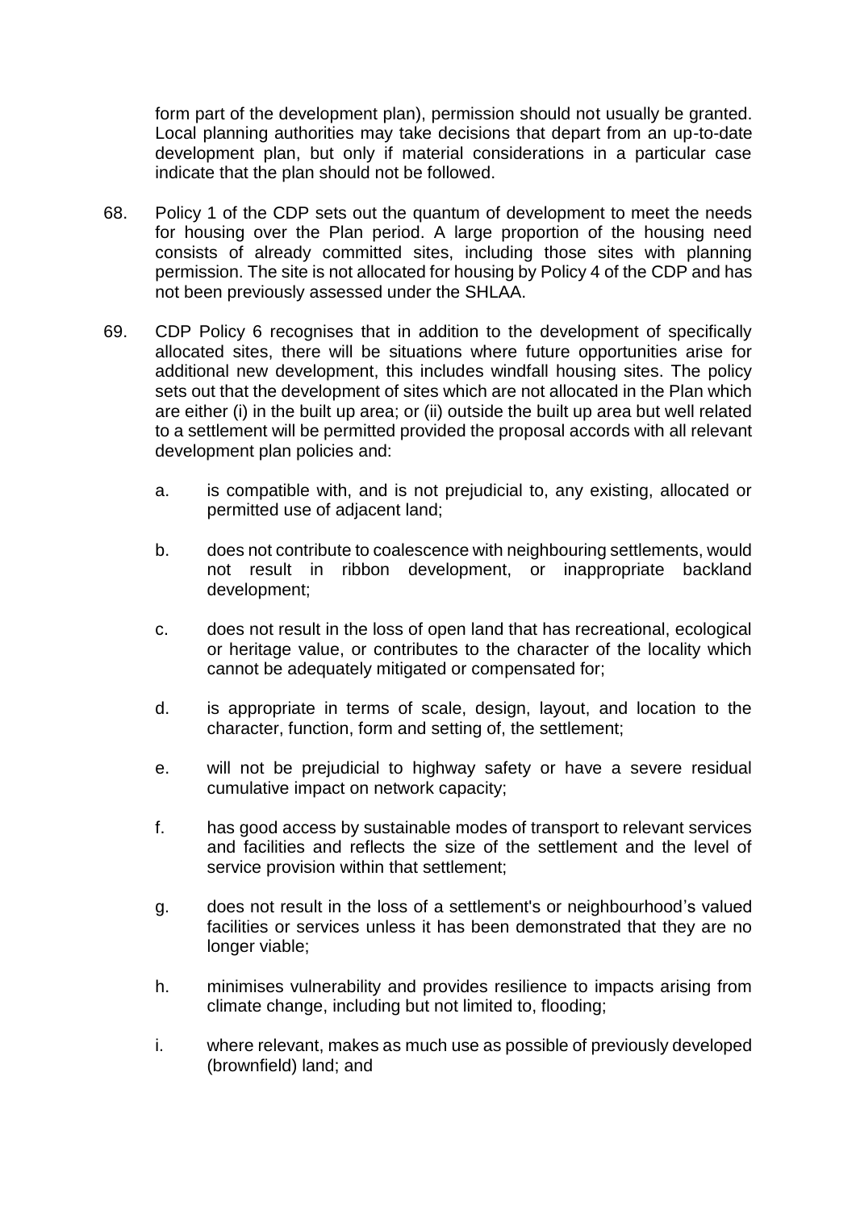form part of the development plan), permission should not usually be granted. Local planning authorities may take decisions that depart from an up-to-date development plan, but only if material considerations in a particular case indicate that the plan should not be followed.

68. Policy 1 of the CDP sets out the quantum of development to meet the needs for housing over the Plan period. A large proportion of the housing need consists of already committed sites, including those sites with planning permission. The site is not allocated for housing by Policy 4 of the CDP and has not been previously assessed under the SHLAA.

69. CDP Policy 6 recognises that in addition to the development of specifically allocated sites, there will be situations where future opportunities arise for additional new development, this includes windfall housing sites. The policy sets out that the development of sites which are not allocated in the Plan which are either (i) in the built up area; or (ii) outside the built up area but well related to a settlement will be permitted provided the proposal accords with all relevant development plan policies and:

    a. is compatible with, and is not prejudicial to, any existing, allocated or permitted use of adjacent land;

    b. does not contribute to coalescence with neighbouring settlements, would not result in ribbon development, or inappropriate backland development;

    c. does not result in the loss of open land that has recreational, ecological or heritage value, or contributes to the character of the locality which cannot be adequately mitigated or compensated for;

    d. is appropriate in terms of scale, design, layout, and location to the character, function, form and setting of, the settlement;

    e. will not be prejudicial to highway safety or have a severe residual cumulative impact on network capacity;

    f. has good access by sustainable modes of transport to relevant services and facilities and reflects the size of the settlement and the level of service provision within that settlement;

    g. does not result in the loss of a settlement's or neighbourhood's valued facilities or services unless it has been demonstrated that they are no longer viable;

    h. minimises vulnerability and provides resilience to impacts arising from climate change, including but not limited to, flooding;

    i. where relevant, makes as much use as possible of previously developed (brownfield) land; and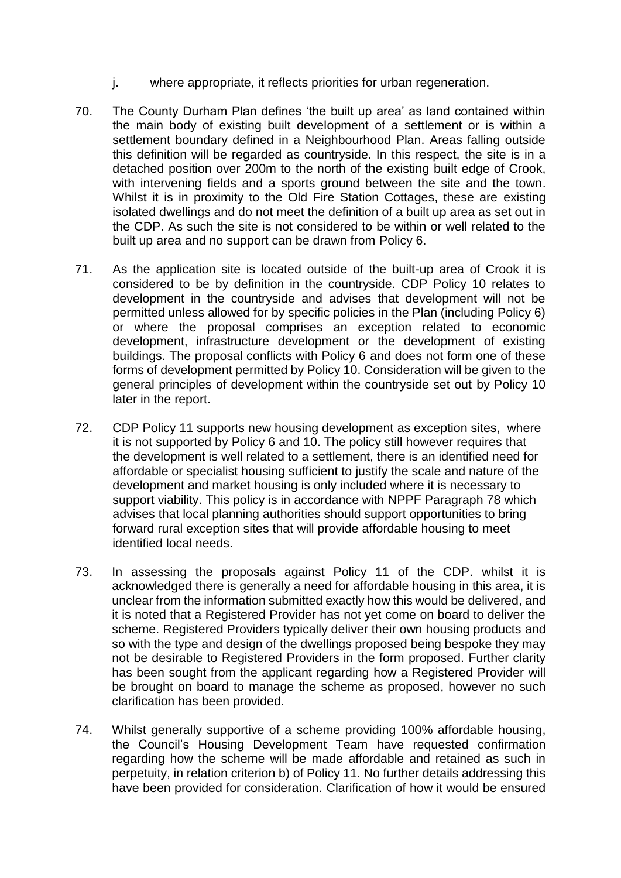j. where appropriate, it reflects priorities for urban regeneration.

70. The County Durham Plan defines 'the built up area' as land contained within the main body of existing built development of a settlement or is within a settlement boundary defined in a Neighbourhood Plan. Areas falling outside this definition will be regarded as countryside. In this respect, the site is in a detached position over 200m to the north of the existing built edge of Crook, with intervening fields and a sports ground between the site and the town. Whilst it is in proximity to the Old Fire Station Cottages, these are existing isolated dwellings and do not meet the definition of a built up area as set out in the CDP. As such the site is not considered to be within or well related to the built up area and no support can be drawn from Policy 6.

71. As the application site is located outside of the built-up area of Crook it is considered to be by definition in the countryside. CDP Policy 10 relates to development in the countryside and advises that development will not be permitted unless allowed for by specific policies in the Plan (including Policy 6) or where the proposal comprises an exception related to economic development, infrastructure development or the development of existing buildings. The proposal conflicts with Policy 6 and does not form one of these forms of development permitted by Policy 10. Consideration will be given to the general principles of development within the countryside set out by Policy 10 later in the report.

72. CDP Policy 11 supports new housing development as exception sites, where it is not supported by Policy 6 and 10. The policy still however requires that the development is well related to a settlement, there is an identified need for affordable or specialist housing sufficient to justify the scale and nature of the development and market housing is only included where it is necessary to support viability. This policy is in accordance with NPPF Paragraph 78 which advises that local planning authorities should support opportunities to bring forward rural exception sites that will provide affordable housing to meet identified local needs.

73. In assessing the proposals against Policy 11 of the CDP. whilst it is acknowledged there is generally a need for affordable housing in this area, it is unclear from the information submitted exactly how this would be delivered, and it is noted that a Registered Provider has not yet come on board to deliver the scheme. Registered Providers typically deliver their own housing products and so with the type and design of the dwellings proposed being bespoke they may not be desirable to Registered Providers in the form proposed. Further clarity has been sought from the applicant regarding how a Registered Provider will be brought on board to manage the scheme as proposed, however no such clarification has been provided.

74. Whilst generally supportive of a scheme providing 100% affordable housing, the Council's Housing Development Team have requested confirmation regarding how the scheme will be made affordable and retained as such in perpetuity, in relation criterion b) of Policy 11. No further details addressing this have been provided for consideration. Clarification of how it would be ensured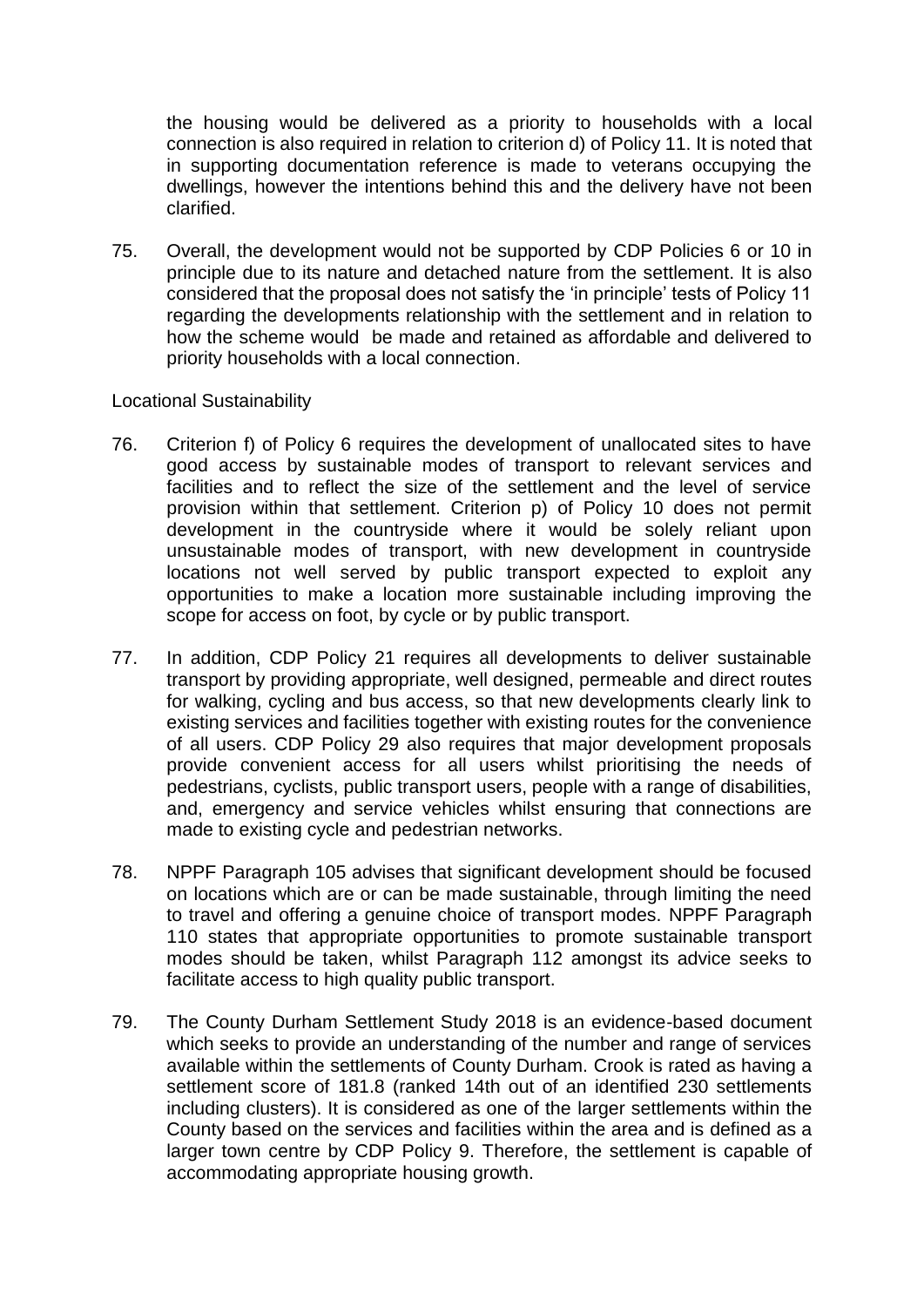the housing would be delivered as a priority to households with a local connection is also required in relation to criterion d) of Policy 11. It is noted that in supporting documentation reference is made to veterans occupying the dwellings, however the intentions behind this and the delivery have not been clarified.

75. Overall, the development would not be supported by CDP Policies 6 or 10 in principle due to its nature and detached nature from the settlement. It is also considered that the proposal does not satisfy the 'in principle' tests of Policy 11 regarding the developments relationship with the settlement and in relation to how the scheme would be made and retained as affordable and delivered to priority households with a local connection.

Locational Sustainability

76. Criterion f) of Policy 6 requires the development of unallocated sites to have good access by sustainable modes of transport to relevant services and facilities and to reflect the size of the settlement and the level of service provision within that settlement. Criterion p) of Policy 10 does not permit development in the countryside where it would be solely reliant upon unsustainable modes of transport, with new development in countryside locations not well served by public transport expected to exploit any opportunities to make a location more sustainable including improving the scope for access on foot, by cycle or by public transport.

77. In addition, CDP Policy 21 requires all developments to deliver sustainable transport by providing appropriate, well designed, permeable and direct routes for walking, cycling and bus access, so that new developments clearly link to existing services and facilities together with existing routes for the convenience of all users. CDP Policy 29 also requires that major development proposals provide convenient access for all users whilst prioritising the needs of pedestrians, cyclists, public transport users, people with a range of disabilities, and, emergency and service vehicles whilst ensuring that connections are made to existing cycle and pedestrian networks.

78. NPPF Paragraph 105 advises that significant development should be focused on locations which are or can be made sustainable, through limiting the need to travel and offering a genuine choice of transport modes. NPPF Paragraph 110 states that appropriate opportunities to promote sustainable transport modes should be taken, whilst Paragraph 112 amongst its advice seeks to facilitate access to high quality public transport.

79. The County Durham Settlement Study 2018 is an evidence-based document which seeks to provide an understanding of the number and range of services available within the settlements of County Durham. Crook is rated as having a settlement score of 181.8 (ranked 14th out of an identified 230 settlements including clusters). It is considered as one of the larger settlements within the County based on the services and facilities within the area and is defined as a larger town centre by CDP Policy 9. Therefore, the settlement is capable of accommodating appropriate housing growth.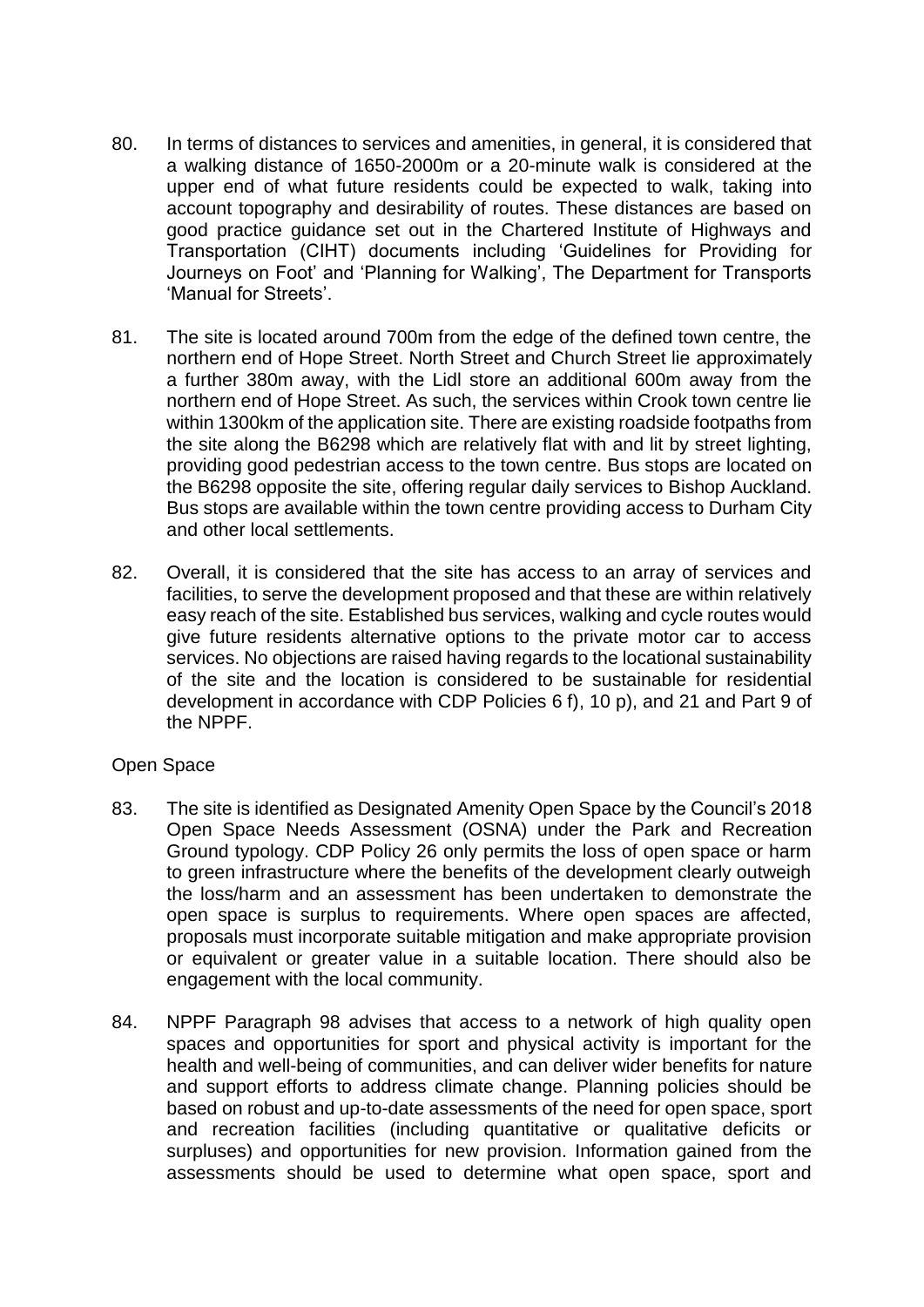80. In terms of distances to services and amenities, in general, it is considered that a walking distance of 1650-2000m or a 20-minute walk is considered at the upper end of what future residents could be expected to walk, taking into account topography and desirability of routes. These distances are based on good practice guidance set out in the Chartered Institute of Highways and Transportation (CIHT) documents including 'Guidelines for Providing for Journeys on Foot' and 'Planning for Walking', The Department for Transports 'Manual for Streets'.

81. The site is located around 700m from the edge of the defined town centre, the northern end of Hope Street. North Street and Church Street lie approximately a further 380m away, with the Lidl store an additional 600m away from the northern end of Hope Street. As such, the services within Crook town centre lie within 1300km of the application site. There are existing roadside footpaths from the site along the B6298 which are relatively flat with and lit by street lighting, providing good pedestrian access to the town centre. Bus stops are located on the B6298 opposite the site, offering regular daily services to Bishop Auckland. Bus stops are available within the town centre providing access to Durham City and other local settlements.

82. Overall, it is considered that the site has access to an array of services and facilities, to serve the development proposed and that these are within relatively easy reach of the site. Established bus services, walking and cycle routes would give future residents alternative options to the private motor car to access services. No objections are raised having regards to the locational sustainability of the site and the location is considered to be sustainable for residential development in accordance with CDP Policies 6 f), 10 p), and 21 and Part 9 of the NPPF.

Open Space

83. The site is identified as Designated Amenity Open Space by the Council's 2018 Open Space Needs Assessment (OSNA) under the Park and Recreation Ground typology. CDP Policy 26 only permits the loss of open space or harm to green infrastructure where the benefits of the development clearly outweigh the loss/harm and an assessment has been undertaken to demonstrate the open space is surplus to requirements. Where open spaces are affected, proposals must incorporate suitable mitigation and make appropriate provision or equivalent or greater value in a suitable location. There should also be engagement with the local community.

84. NPPF Paragraph 98 advises that access to a network of high quality open spaces and opportunities for sport and physical activity is important for the health and well-being of communities, and can deliver wider benefits for nature and support efforts to address climate change. Planning policies should be based on robust and up-to-date assessments of the need for open space, sport and recreation facilities (including quantitative or qualitative deficits or surpluses) and opportunities for new provision. Information gained from the assessments should be used to determine what open space, sport and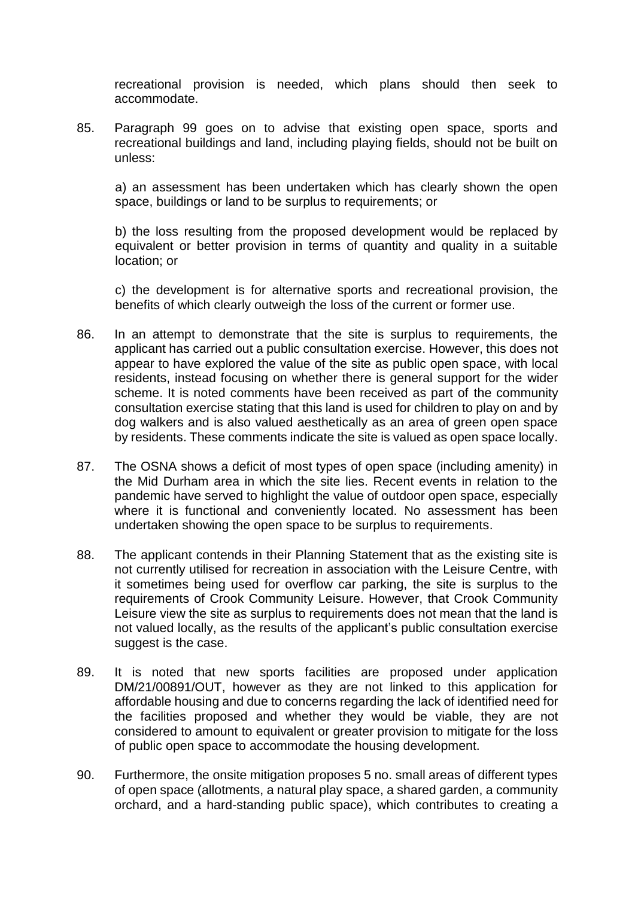recreational provision is needed, which plans should then seek to accommodate.

85. Paragraph 99 goes on to advise that existing open space, sports and recreational buildings and land, including playing fields, should not be built on unless:

    a) an assessment has been undertaken which has clearly shown the open space, buildings or land to be surplus to requirements; or

    b) the loss resulting from the proposed development would be replaced by equivalent or better provision in terms of quantity and quality in a suitable location; or

    c) the development is for alternative sports and recreational provision, the benefits of which clearly outweigh the loss of the current or former use.

86. In an attempt to demonstrate that the site is surplus to requirements, the applicant has carried out a public consultation exercise. However, this does not appear to have explored the value of the site as public open space, with local residents, instead focusing on whether there is general support for the wider scheme. It is noted comments have been received as part of the community consultation exercise stating that this land is used for children to play on and by dog walkers and is also valued aesthetically as an area of green open space by residents. These comments indicate the site is valued as open space locally.

87. The OSNA shows a deficit of most types of open space (including amenity) in the Mid Durham area in which the site lies. Recent events in relation to the pandemic have served to highlight the value of outdoor open space, especially where it is functional and conveniently located. No assessment has been undertaken showing the open space to be surplus to requirements.

88. The applicant contends in their Planning Statement that as the existing site is not currently utilised for recreation in association with the Leisure Centre, with it sometimes being used for overflow car parking, the site is surplus to the requirements of Crook Community Leisure. However, that Crook Community Leisure view the site as surplus to requirements does not mean that the land is not valued locally, as the results of the applicant's public consultation exercise suggest is the case.

89. It is noted that new sports facilities are proposed under application DM/21/00891/OUT, however as they are not linked to this application for affordable housing and due to concerns regarding the lack of identified need for the facilities proposed and whether they would be viable, they are not considered to amount to equivalent or greater provision to mitigate for the loss of public open space to accommodate the housing development.

90. Furthermore, the onsite mitigation proposes 5 no. small areas of different types of open space (allotments, a natural play space, a shared garden, a community orchard, and a hard-standing public space), which contributes to creating a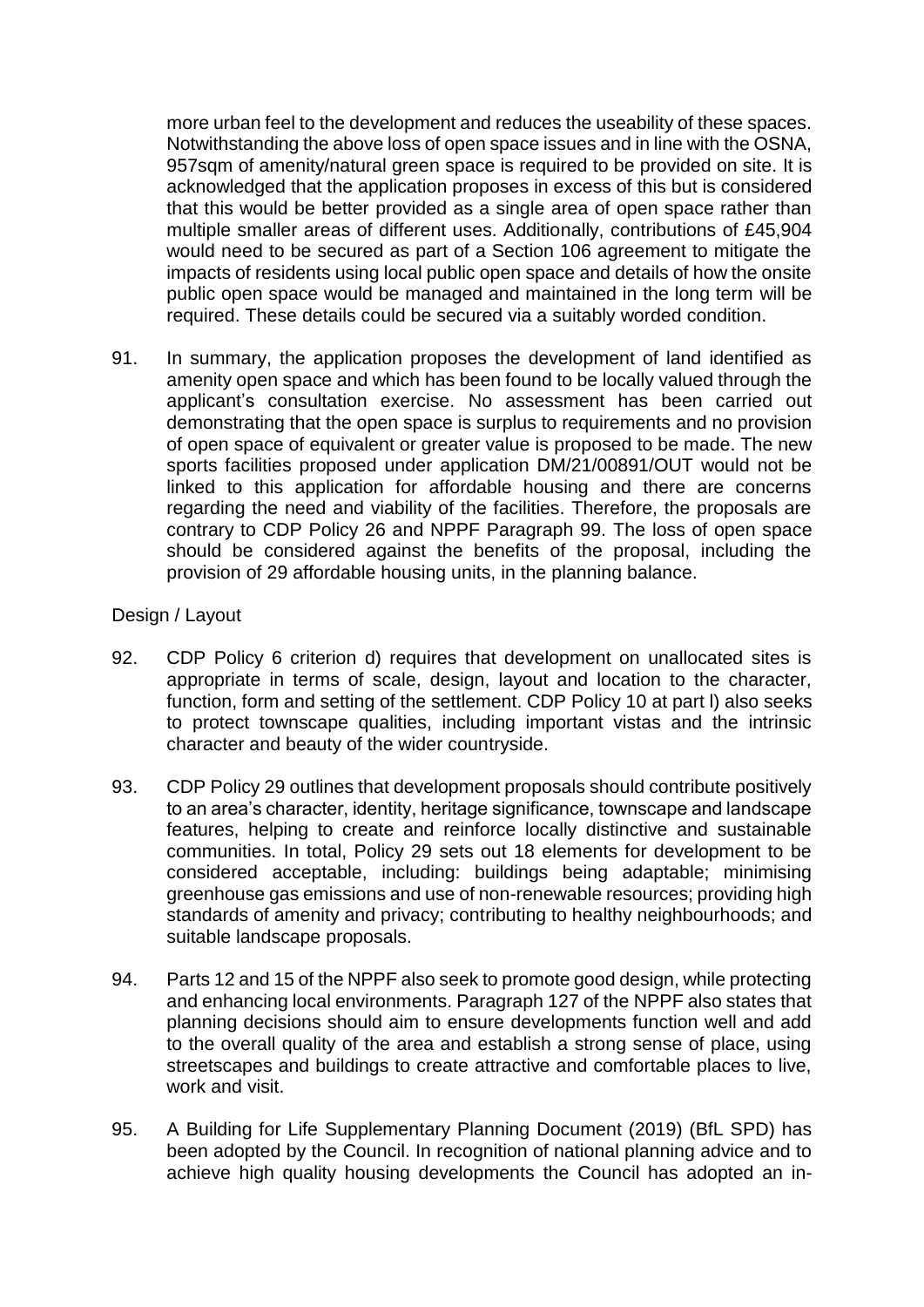more urban feel to the development and reduces the useability of these spaces. Notwithstanding the above loss of open space issues and in line with the OSNA, 957sqm of amenity/natural green space is required to be provided on site. It is acknowledged that the application proposes in excess of this but is considered that this would be better provided as a single area of open space rather than multiple smaller areas of different uses. Additionally, contributions of £45,904 would need to be secured as part of a Section 106 agreement to mitigate the impacts of residents using local public open space and details of how the onsite public open space would be managed and maintained in the long term will be required. These details could be secured via a suitably worded condition.

91. In summary, the application proposes the development of land identified as amenity open space and which has been found to be locally valued through the applicant's consultation exercise. No assessment has been carried out demonstrating that the open space is surplus to requirements and no provision of open space of equivalent or greater value is proposed to be made. The new sports facilities proposed under application DM/21/00891/OUT would not be linked to this application for affordable housing and there are concerns regarding the need and viability of the facilities. Therefore, the proposals are contrary to CDP Policy 26 and NPPF Paragraph 99. The loss of open space should be considered against the benefits of the proposal, including the provision of 29 affordable housing units, in the planning balance.

Design / Layout

92. CDP Policy 6 criterion d) requires that development on unallocated sites is appropriate in terms of scale, design, layout and location to the character, function, form and setting of the settlement. CDP Policy 10 at part l) also seeks to protect townscape qualities, including important vistas and the intrinsic character and beauty of the wider countryside.

93. CDP Policy 29 outlines that development proposals should contribute positively to an area's character, identity, heritage significance, townscape and landscape features, helping to create and reinforce locally distinctive and sustainable communities. In total, Policy 29 sets out 18 elements for development to be considered acceptable, including: buildings being adaptable; minimising greenhouse gas emissions and use of non-renewable resources; providing high standards of amenity and privacy; contributing to healthy neighbourhoods; and suitable landscape proposals.

94. Parts 12 and 15 of the NPPF also seek to promote good design, while protecting and enhancing local environments. Paragraph 127 of the NPPF also states that planning decisions should aim to ensure developments function well and add to the overall quality of the area and establish a strong sense of place, using streetscapes and buildings to create attractive and comfortable places to live, work and visit.

95. A Building for Life Supplementary Planning Document (2019) (BfL SPD) has been adopted by the Council. In recognition of national planning advice and to achieve high quality housing developments the Council has adopted an in-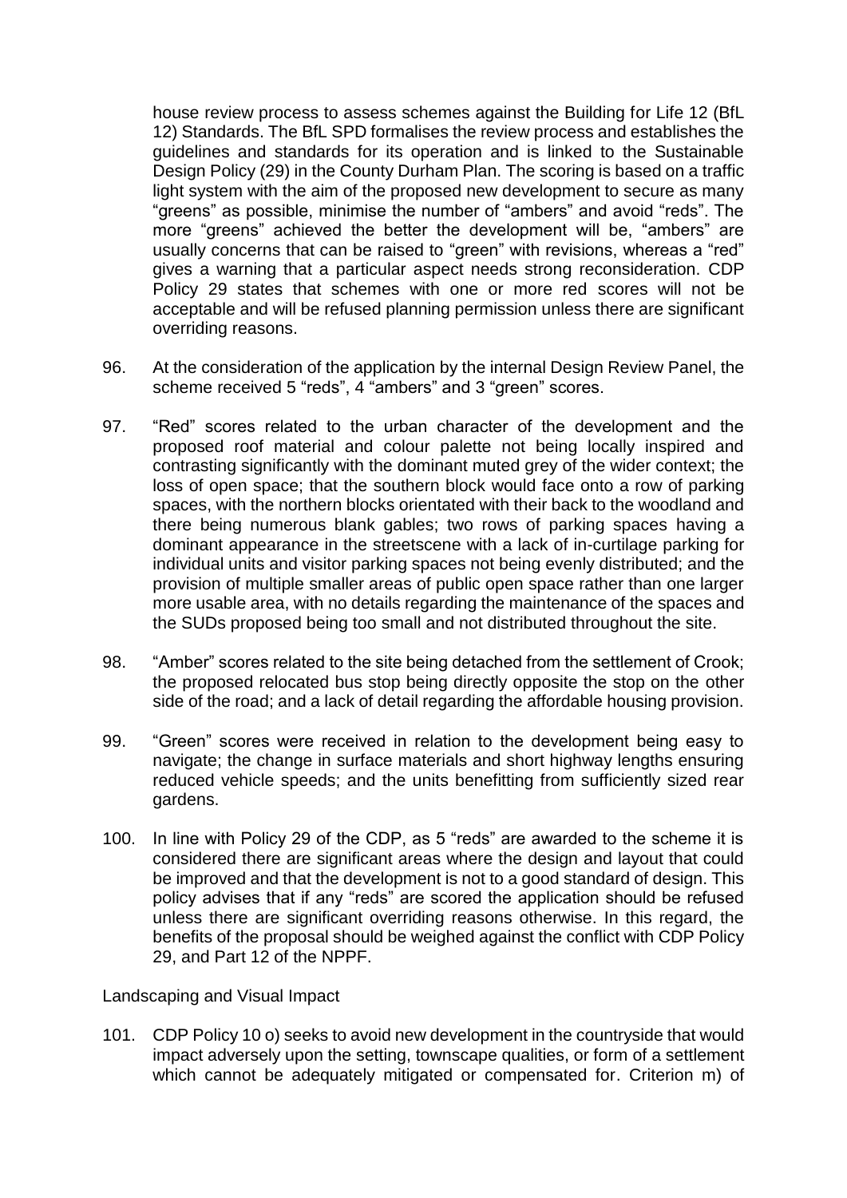house review process to assess schemes against the Building for Life 12 (BfL 12) Standards. The BfL SPD formalises the review process and establishes the guidelines and standards for its operation and is linked to the Sustainable Design Policy (29) in the County Durham Plan. The scoring is based on a traffic light system with the aim of the proposed new development to secure as many "greens" as possible, minimise the number of "ambers" and avoid "reds". The more "greens" achieved the better the development will be, "ambers" are usually concerns that can be raised to "green" with revisions, whereas a "red" gives a warning that a particular aspect needs strong reconsideration. CDP Policy 29 states that schemes with one or more red scores will not be acceptable and will be refused planning permission unless there are significant overriding reasons.

96. At the consideration of the application by the internal Design Review Panel, the scheme received 5 "reds", 4 "ambers" and 3 "green" scores.

97. "Red" scores related to the urban character of the development and the proposed roof material and colour palette not being locally inspired and contrasting significantly with the dominant muted grey of the wider context; the loss of open space; that the southern block would face onto a row of parking spaces, with the northern blocks orientated with their back to the woodland and there being numerous blank gables; two rows of parking spaces having a dominant appearance in the streetscene with a lack of in-curtilage parking for individual units and visitor parking spaces not being evenly distributed; and the provision of multiple smaller areas of public open space rather than one larger more usable area, with no details regarding the maintenance of the spaces and the SUDs proposed being too small and not distributed throughout the site.

98. "Amber" scores related to the site being detached from the settlement of Crook; the proposed relocated bus stop being directly opposite the stop on the other side of the road; and a lack of detail regarding the affordable housing provision.

99. "Green" scores were received in relation to the development being easy to navigate; the change in surface materials and short highway lengths ensuring reduced vehicle speeds; and the units benefitting from sufficiently sized rear gardens.

100. In line with Policy 29 of the CDP, as 5 "reds" are awarded to the scheme it is considered there are significant areas where the design and layout that could be improved and that the development is not to a good standard of design. This policy advises that if any "reds" are scored the application should be refused unless there are significant overriding reasons otherwise. In this regard, the benefits of the proposal should be weighed against the conflict with CDP Policy 29, and Part 12 of the NPPF.

Landscaping and Visual Impact

101. CDP Policy 10 o) seeks to avoid new development in the countryside that would impact adversely upon the setting, townscape qualities, or form of a settlement which cannot be adequately mitigated or compensated for. Criterion m) of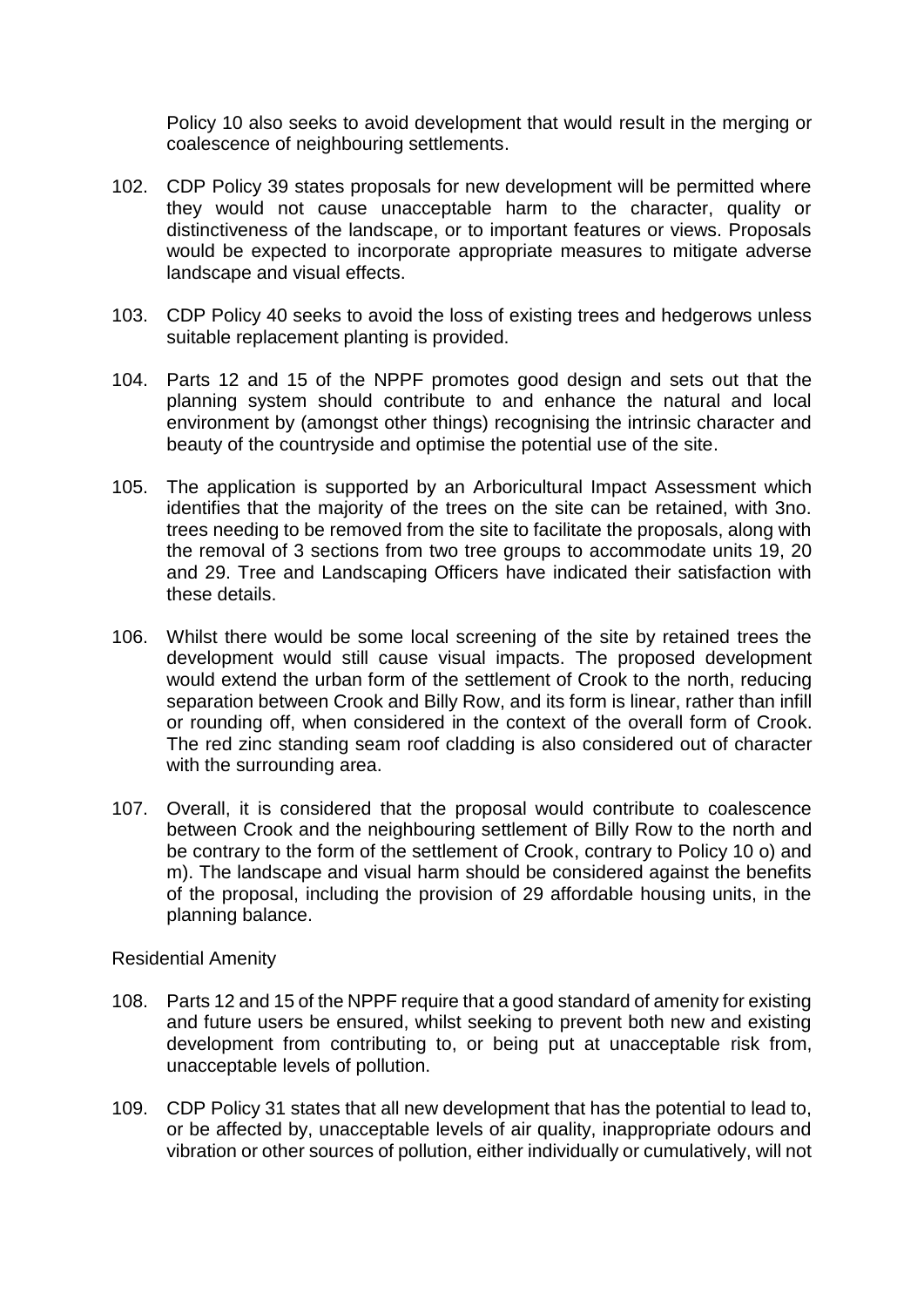Policy 10 also seeks to avoid development that would result in the merging or coalescence of neighbouring settlements.

102. CDP Policy 39 states proposals for new development will be permitted where they would not cause unacceptable harm to the character, quality or distinctiveness of the landscape, or to important features or views. Proposals would be expected to incorporate appropriate measures to mitigate adverse landscape and visual effects.

103. CDP Policy 40 seeks to avoid the loss of existing trees and hedgerows unless suitable replacement planting is provided.

104. Parts 12 and 15 of the NPPF promotes good design and sets out that the planning system should contribute to and enhance the natural and local environment by (amongst other things) recognising the intrinsic character and beauty of the countryside and optimise the potential use of the site.

105. The application is supported by an Arboricultural Impact Assessment which identifies that the majority of the trees on the site can be retained, with 3no. trees needing to be removed from the site to facilitate the proposals, along with the removal of 3 sections from two tree groups to accommodate units 19, 20 and 29. Tree and Landscaping Officers have indicated their satisfaction with these details.

106. Whilst there would be some local screening of the site by retained trees the development would still cause visual impacts. The proposed development would extend the urban form of the settlement of Crook to the north, reducing separation between Crook and Billy Row, and its form is linear, rather than infill or rounding off, when considered in the context of the overall form of Crook. The red zinc standing seam roof cladding is also considered out of character with the surrounding area.

107. Overall, it is considered that the proposal would contribute to coalescence between Crook and the neighbouring settlement of Billy Row to the north and be contrary to the form of the settlement of Crook, contrary to Policy 10 o) and m). The landscape and visual harm should be considered against the benefits of the proposal, including the provision of 29 affordable housing units, in the planning balance.

Residential Amenity

108. Parts 12 and 15 of the NPPF require that a good standard of amenity for existing and future users be ensured, whilst seeking to prevent both new and existing development from contributing to, or being put at unacceptable risk from, unacceptable levels of pollution.

109. CDP Policy 31 states that all new development that has the potential to lead to, or be affected by, unacceptable levels of air quality, inappropriate odours and vibration or other sources of pollution, either individually or cumulatively, will not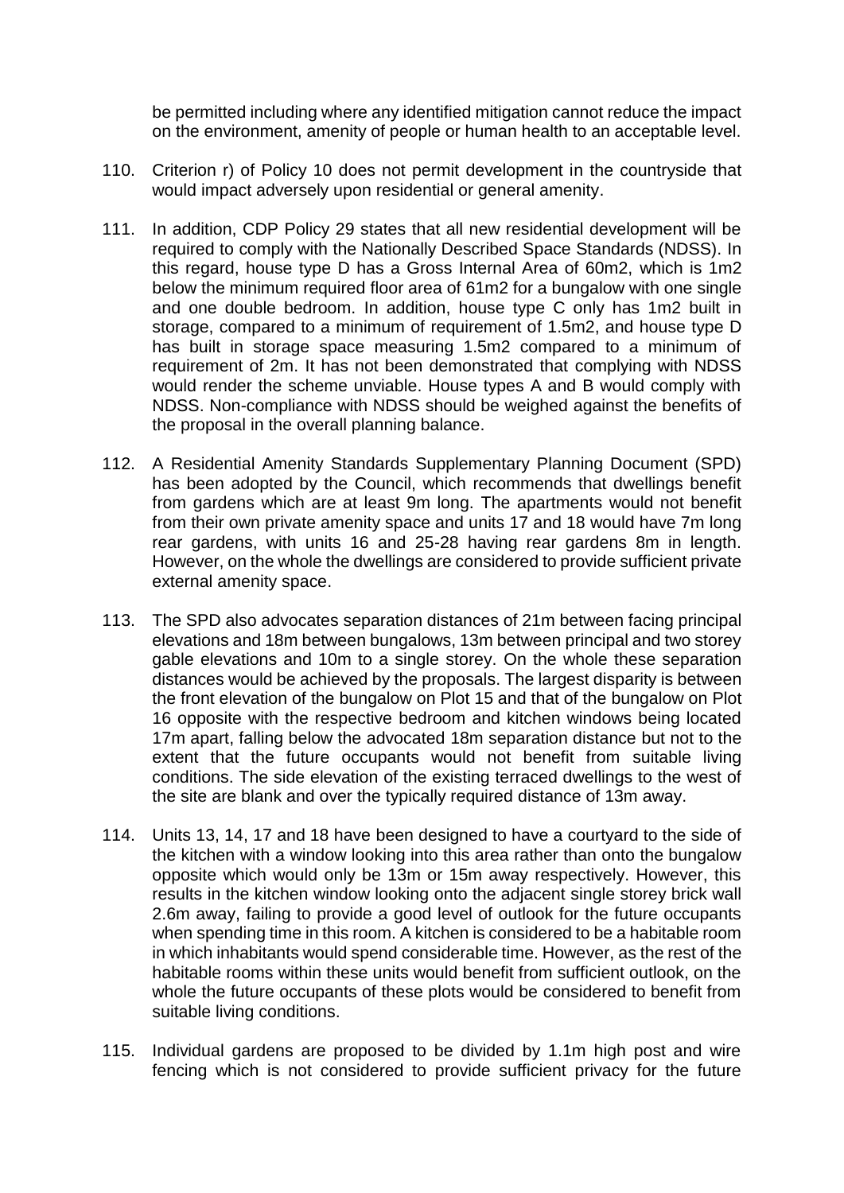be permitted including where any identified mitigation cannot reduce the impact on the environment, amenity of people or human health to an acceptable level.

110. Criterion r) of Policy 10 does not permit development in the countryside that would impact adversely upon residential or general amenity.

111. In addition, CDP Policy 29 states that all new residential development will be required to comply with the Nationally Described Space Standards (NDSS). In this regard, house type D has a Gross Internal Area of 60m2, which is 1m2 below the minimum required floor area of 61m2 for a bungalow with one single and one double bedroom. In addition, house type C only has 1m2 built in storage, compared to a minimum of requirement of 1.5m2, and house type D has built in storage space measuring 1.5m2 compared to a minimum of requirement of 2m. It has not been demonstrated that complying with NDSS would render the scheme unviable. House types A and B would comply with NDSS. Non-compliance with NDSS should be weighed against the benefits of the proposal in the overall planning balance.

112. A Residential Amenity Standards Supplementary Planning Document (SPD) has been adopted by the Council, which recommends that dwellings benefit from gardens which are at least 9m long. The apartments would not benefit from their own private amenity space and units 17 and 18 would have 7m long rear gardens, with units 16 and 25-28 having rear gardens 8m in length. However, on the whole the dwellings are considered to provide sufficient private external amenity space.

113. The SPD also advocates separation distances of 21m between facing principal elevations and 18m between bungalows, 13m between principal and two storey gable elevations and 10m to a single storey. On the whole these separation distances would be achieved by the proposals. The largest disparity is between the front elevation of the bungalow on Plot 15 and that of the bungalow on Plot 16 opposite with the respective bedroom and kitchen windows being located 17m apart, falling below the advocated 18m separation distance but not to the extent that the future occupants would not benefit from suitable living conditions. The side elevation of the existing terraced dwellings to the west of the site are blank and over the typically required distance of 13m away.

114. Units 13, 14, 17 and 18 have been designed to have a courtyard to the side of the kitchen with a window looking into this area rather than onto the bungalow opposite which would only be 13m or 15m away respectively. However, this results in the kitchen window looking onto the adjacent single storey brick wall 2.6m away, failing to provide a good level of outlook for the future occupants when spending time in this room. A kitchen is considered to be a habitable room in which inhabitants would spend considerable time. However, as the rest of the habitable rooms within these units would benefit from sufficient outlook, on the whole the future occupants of these plots would be considered to benefit from suitable living conditions.

115. Individual gardens are proposed to be divided by 1.1m high post and wire fencing which is not considered to provide sufficient privacy for the future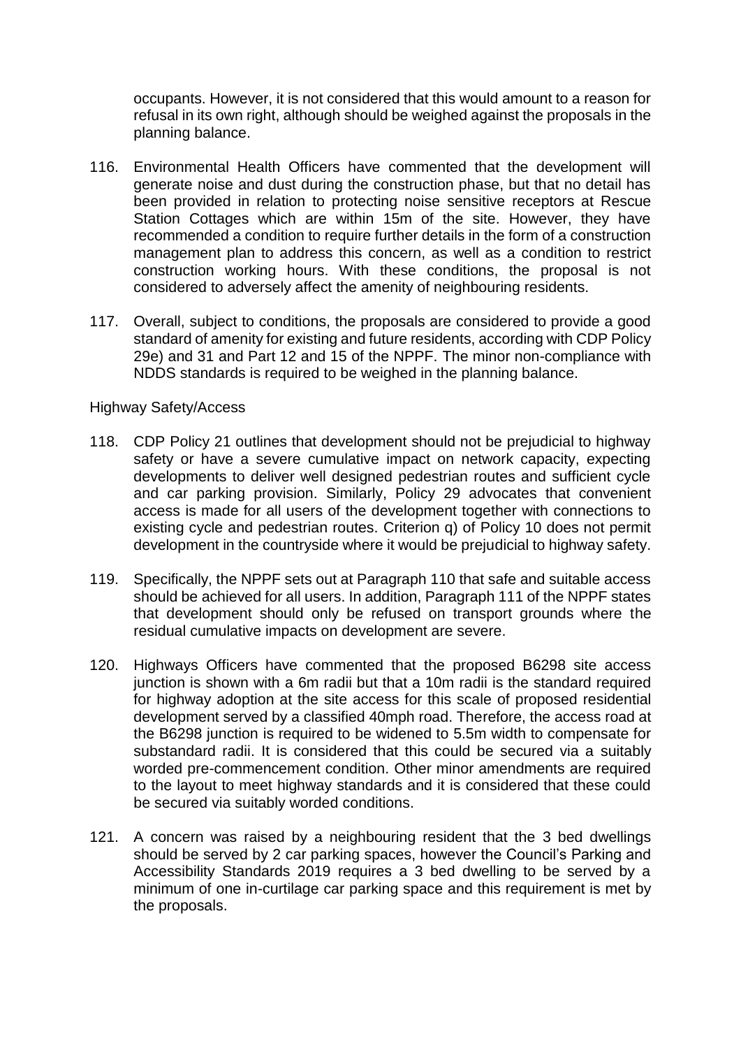occupants. However, it is not considered that this would amount to a reason for refusal in its own right, although should be weighed against the proposals in the planning balance.

116. Environmental Health Officers have commented that the development will generate noise and dust during the construction phase, but that no detail has been provided in relation to protecting noise sensitive receptors at Rescue Station Cottages which are within 15m of the site. However, they have recommended a condition to require further details in the form of a construction management plan to address this concern, as well as a condition to restrict construction working hours. With these conditions, the proposal is not considered to adversely affect the amenity of neighbouring residents.

117. Overall, subject to conditions, the proposals are considered to provide a good standard of amenity for existing and future residents, according with CDP Policy 29e) and 31 and Part 12 and 15 of the NPPF. The minor non-compliance with NDDS standards is required to be weighed in the planning balance.

Highway Safety/Access

118. CDP Policy 21 outlines that development should not be prejudicial to highway safety or have a severe cumulative impact on network capacity, expecting developments to deliver well designed pedestrian routes and sufficient cycle and car parking provision. Similarly, Policy 29 advocates that convenient access is made for all users of the development together with connections to existing cycle and pedestrian routes. Criterion q) of Policy 10 does not permit development in the countryside where it would be prejudicial to highway safety.

119. Specifically, the NPPF sets out at Paragraph 110 that safe and suitable access should be achieved for all users. In addition, Paragraph 111 of the NPPF states that development should only be refused on transport grounds where the residual cumulative impacts on development are severe.

120. Highways Officers have commented that the proposed B6298 site access junction is shown with a 6m radii but that a 10m radii is the standard required for highway adoption at the site access for this scale of proposed residential development served by a classified 40mph road. Therefore, the access road at the B6298 junction is required to be widened to 5.5m width to compensate for substandard radii. It is considered that this could be secured via a suitably worded pre-commencement condition. Other minor amendments are required to the layout to meet highway standards and it is considered that these could be secured via suitably worded conditions.

121. A concern was raised by a neighbouring resident that the 3 bed dwellings should be served by 2 car parking spaces, however the Council's Parking and Accessibility Standards 2019 requires a 3 bed dwelling to be served by a minimum of one in-curtilage car parking space and this requirement is met by the proposals.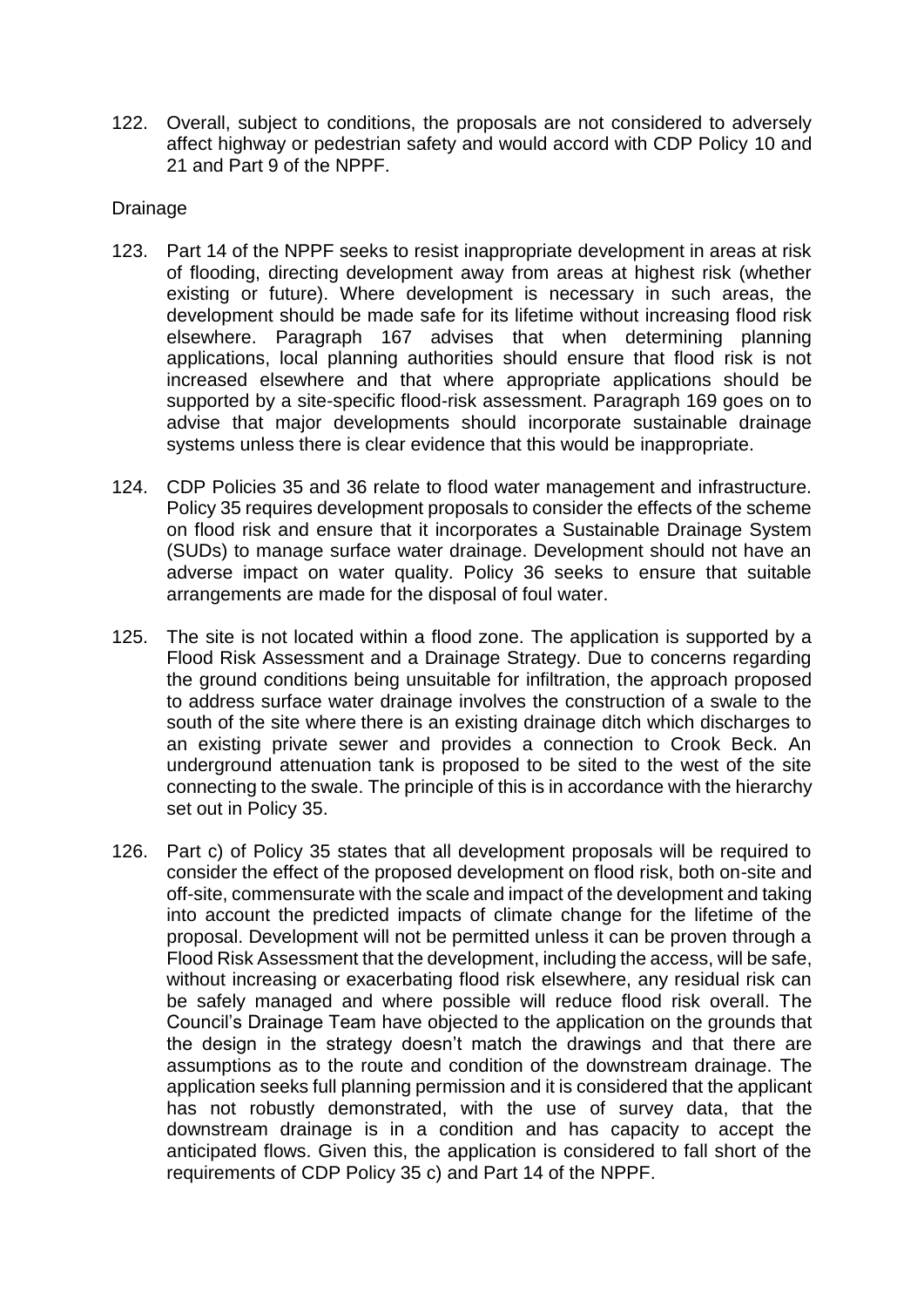122. Overall, subject to conditions, the proposals are not considered to adversely affect highway or pedestrian safety and would accord with CDP Policy 10 and 21 and Part 9 of the NPPF.

## Drainage

123. Part 14 of the NPPF seeks to resist inappropriate development in areas at risk of flooding, directing development away from areas at highest risk (whether existing or future). Where development is necessary in such areas, the development should be made safe for its lifetime without increasing flood risk elsewhere. Paragraph 167 advises that when determining planning applications, local planning authorities should ensure that flood risk is not increased elsewhere and that where appropriate applications should be supported by a site-specific flood-risk assessment. Paragraph 169 goes on to advise that major developments should incorporate sustainable drainage systems unless there is clear evidence that this would be inappropriate.

124. CDP Policies 35 and 36 relate to flood water management and infrastructure. Policy 35 requires development proposals to consider the effects of the scheme on flood risk and ensure that it incorporates a Sustainable Drainage System (SUDs) to manage surface water drainage. Development should not have an adverse impact on water quality. Policy 36 seeks to ensure that suitable arrangements are made for the disposal of foul water.

125. The site is not located within a flood zone. The application is supported by a Flood Risk Assessment and a Drainage Strategy. Due to concerns regarding the ground conditions being unsuitable for infiltration, the approach proposed to address surface water drainage involves the construction of a swale to the south of the site where there is an existing drainage ditch which discharges to an existing private sewer and provides a connection to Crook Beck. An underground attenuation tank is proposed to be sited to the west of the site connecting to the swale. The principle of this is in accordance with the hierarchy set out in Policy 35.

126. Part c) of Policy 35 states that all development proposals will be required to consider the effect of the proposed development on flood risk, both on-site and off-site, commensurate with the scale and impact of the development and taking into account the predicted impacts of climate change for the lifetime of the proposal. Development will not be permitted unless it can be proven through a Flood Risk Assessment that the development, including the access, will be safe, without increasing or exacerbating flood risk elsewhere, any residual risk can be safely managed and where possible will reduce flood risk overall. The Council's Drainage Team have objected to the application on the grounds that the design in the strategy doesn't match the drawings and that there are assumptions as to the route and condition of the downstream drainage. The application seeks full planning permission and it is considered that the applicant has not robustly demonstrated, with the use of survey data, that the downstream drainage is in a condition and has capacity to accept the anticipated flows. Given this, the application is considered to fall short of the requirements of CDP Policy 35 c) and Part 14 of the NPPF.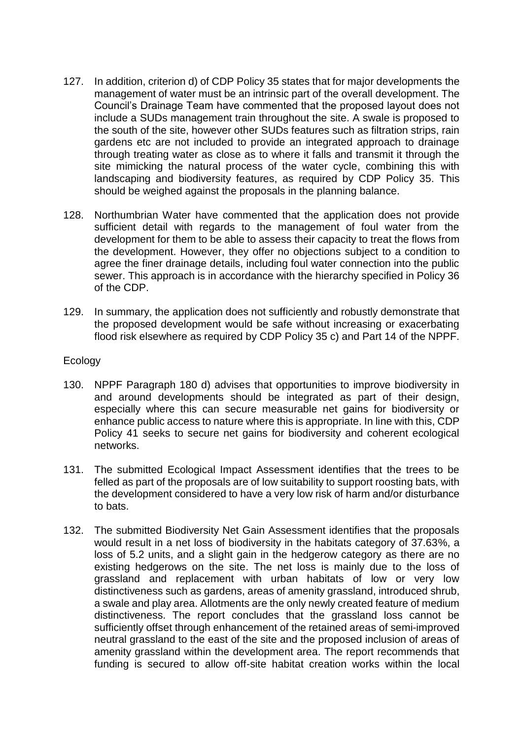127. In addition, criterion d) of CDP Policy 35 states that for major developments the management of water must be an intrinsic part of the overall development. The Council's Drainage Team have commented that the proposed layout does not include a SUDs management train throughout the site. A swale is proposed to the south of the site, however other SUDs features such as filtration strips, rain gardens etc are not included to provide an integrated approach to drainage through treating water as close as to where it falls and transmit it through the site mimicking the natural process of the water cycle, combining this with landscaping and biodiversity features, as required by CDP Policy 35. This should be weighed against the proposals in the planning balance.

128. Northumbrian Water have commented that the application does not provide sufficient detail with regards to the management of foul water from the development for them to be able to assess their capacity to treat the flows from the development. However, they offer no objections subject to a condition to agree the finer drainage details, including foul water connection into the public sewer. This approach is in accordance with the hierarchy specified in Policy 36 of the CDP.

129. In summary, the application does not sufficiently and robustly demonstrate that the proposed development would be safe without increasing or exacerbating flood risk elsewhere as required by CDP Policy 35 c) and Part 14 of the NPPF.

Ecology

130. NPPF Paragraph 180 d) advises that opportunities to improve biodiversity in and around developments should be integrated as part of their design, especially where this can secure measurable net gains for biodiversity or enhance public access to nature where this is appropriate. In line with this, CDP Policy 41 seeks to secure net gains for biodiversity and coherent ecological networks.

131. The submitted Ecological Impact Assessment identifies that the trees to be felled as part of the proposals are of low suitability to support roosting bats, with the development considered to have a very low risk of harm and/or disturbance to bats.

132. The submitted Biodiversity Net Gain Assessment identifies that the proposals would result in a net loss of biodiversity in the habitats category of 37.63%, a loss of 5.2 units, and a slight gain in the hedgerow category as there are no existing hedgerows on the site. The net loss is mainly due to the loss of grassland and replacement with urban habitats of low or very low distinctiveness such as gardens, areas of amenity grassland, introduced shrub, a swale and play area. Allotments are the only newly created feature of medium distinctiveness. The report concludes that the grassland loss cannot be sufficiently offset through enhancement of the retained areas of semi-improved neutral grassland to the east of the site and the proposed inclusion of areas of amenity grassland within the development area. The report recommends that funding is secured to allow off-site habitat creation works within the local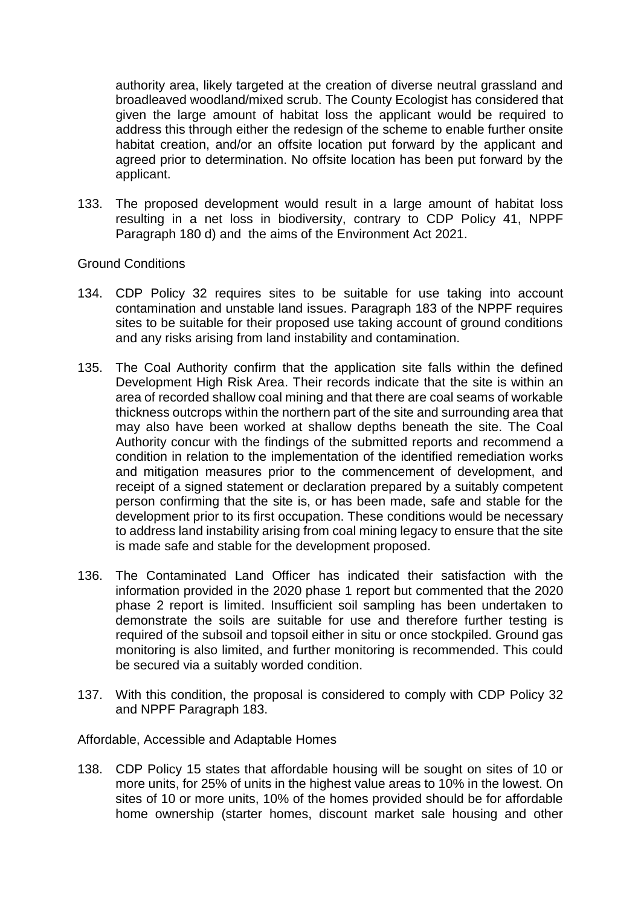authority area, likely targeted at the creation of diverse neutral grassland and broadleaved woodland/mixed scrub. The County Ecologist has considered that given the large amount of habitat loss the applicant would be required to address this through either the redesign of the scheme to enable further onsite habitat creation, and/or an offsite location put forward by the applicant and agreed prior to determination. No offsite location has been put forward by the applicant.

133. The proposed development would result in a large amount of habitat loss resulting in a net loss in biodiversity, contrary to CDP Policy 41, NPPF Paragraph 180 d) and the aims of the Environment Act 2021.

Ground Conditions

134. CDP Policy 32 requires sites to be suitable for use taking into account contamination and unstable land issues. Paragraph 183 of the NPPF requires sites to be suitable for their proposed use taking account of ground conditions and any risks arising from land instability and contamination.

135. The Coal Authority confirm that the application site falls within the defined Development High Risk Area. Their records indicate that the site is within an area of recorded shallow coal mining and that there are coal seams of workable thickness outcrops within the northern part of the site and surrounding area that may also have been worked at shallow depths beneath the site. The Coal Authority concur with the findings of the submitted reports and recommend a condition in relation to the implementation of the identified remediation works and mitigation measures prior to the commencement of development, and receipt of a signed statement or declaration prepared by a suitably competent person confirming that the site is, or has been made, safe and stable for the development prior to its first occupation. These conditions would be necessary to address land instability arising from coal mining legacy to ensure that the site is made safe and stable for the development proposed.

136. The Contaminated Land Officer has indicated their satisfaction with the information provided in the 2020 phase 1 report but commented that the 2020 phase 2 report is limited. Insufficient soil sampling has been undertaken to demonstrate the soils are suitable for use and therefore further testing is required of the subsoil and topsoil either in situ or once stockpiled. Ground gas monitoring is also limited, and further monitoring is recommended. This could be secured via a suitably worded condition.

137. With this condition, the proposal is considered to comply with CDP Policy 32 and NPPF Paragraph 183.

Affordable, Accessible and Adaptable Homes

138. CDP Policy 15 states that affordable housing will be sought on sites of 10 or more units, for 25% of units in the highest value areas to 10% in the lowest. On sites of 10 or more units, 10% of the homes provided should be for affordable home ownership (starter homes, discount market sale housing and other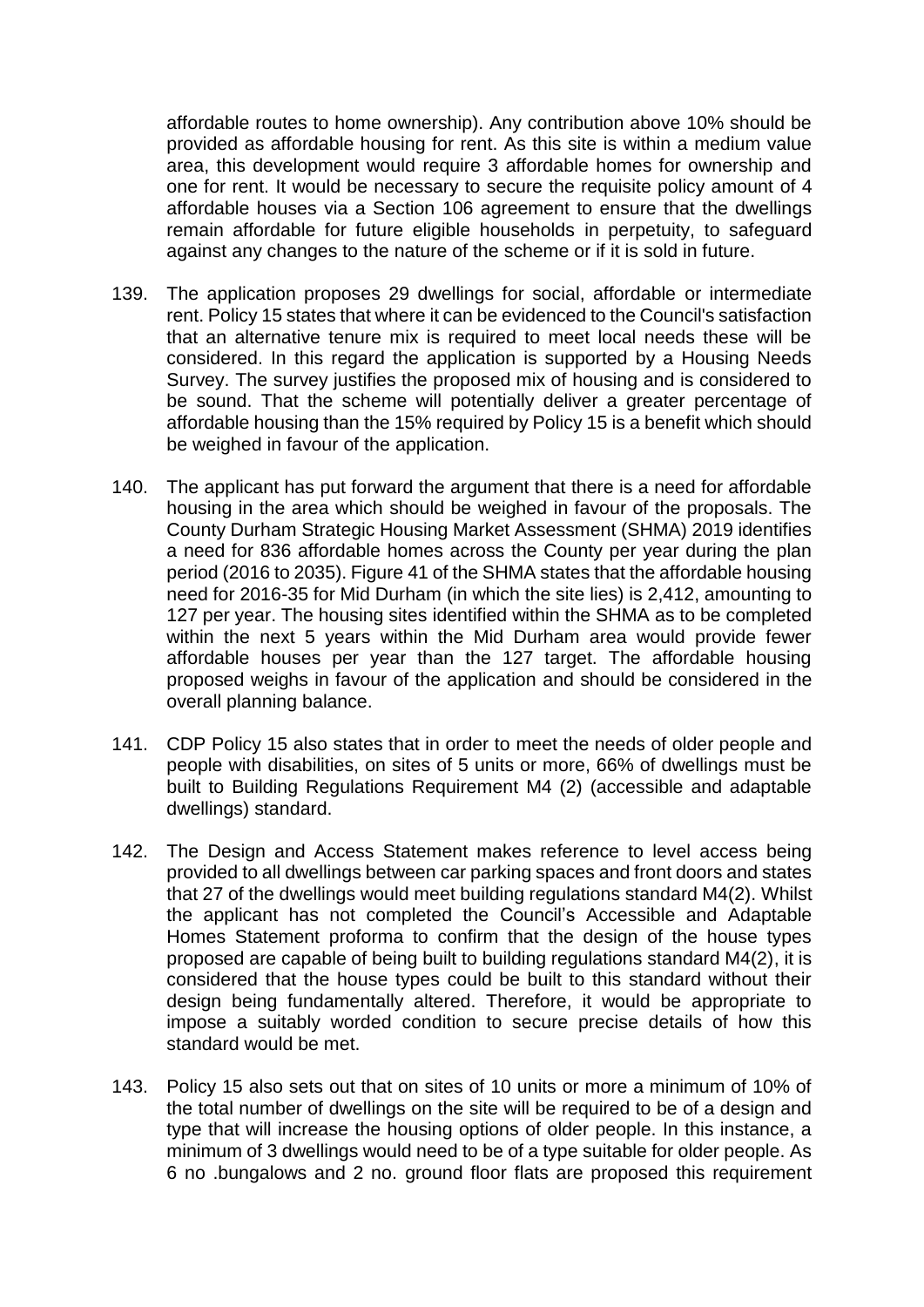affordable routes to home ownership). Any contribution above 10% should be provided as affordable housing for rent. As this site is within a medium value area, this development would require 3 affordable homes for ownership and one for rent. It would be necessary to secure the requisite policy amount of 4 affordable houses via a Section 106 agreement to ensure that the dwellings remain affordable for future eligible households in perpetuity, to safeguard against any changes to the nature of the scheme or if it is sold in future.

139. The application proposes 29 dwellings for social, affordable or intermediate rent. Policy 15 states that where it can be evidenced to the Council's satisfaction that an alternative tenure mix is required to meet local needs these will be considered. In this regard the application is supported by a Housing Needs Survey. The survey justifies the proposed mix of housing and is considered to be sound. That the scheme will potentially deliver a greater percentage of affordable housing than the 15% required by Policy 15 is a benefit which should be weighed in favour of the application.

140. The applicant has put forward the argument that there is a need for affordable housing in the area which should be weighed in favour of the proposals. The County Durham Strategic Housing Market Assessment (SHMA) 2019 identifies a need for 836 affordable homes across the County per year during the plan period (2016 to 2035). Figure 41 of the SHMA states that the affordable housing need for 2016-35 for Mid Durham (in which the site lies) is 2,412, amounting to 127 per year. The housing sites identified within the SHMA as to be completed within the next 5 years within the Mid Durham area would provide fewer affordable houses per year than the 127 target. The affordable housing proposed weighs in favour of the application and should be considered in the overall planning balance.

141. CDP Policy 15 also states that in order to meet the needs of older people and people with disabilities, on sites of 5 units or more, 66% of dwellings must be built to Building Regulations Requirement M4 (2) (accessible and adaptable dwellings) standard.

142. The Design and Access Statement makes reference to level access being provided to all dwellings between car parking spaces and front doors and states that 27 of the dwellings would meet building regulations standard M4(2). Whilst the applicant has not completed the Council's Accessible and Adaptable Homes Statement proforma to confirm that the design of the house types proposed are capable of being built to building regulations standard M4(2), it is considered that the house types could be built to this standard without their design being fundamentally altered. Therefore, it would be appropriate to impose a suitably worded condition to secure precise details of how this standard would be met.

143. Policy 15 also sets out that on sites of 10 units or more a minimum of 10% of the total number of dwellings on the site will be required to be of a design and type that will increase the housing options of older people. In this instance, a minimum of 3 dwellings would need to be of a type suitable for older people. As 6 no .bungalows and 2 no. ground floor flats are proposed this requirement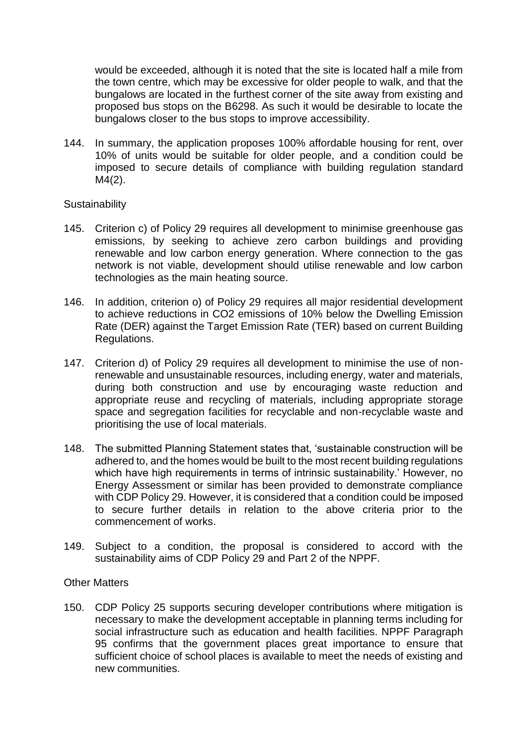would be exceeded, although it is noted that the site is located half a mile from the town centre, which may be excessive for older people to walk, and that the bungalows are located in the furthest corner of the site away from existing and proposed bus stops on the B6298. As such it would be desirable to locate the bungalows closer to the bus stops to improve accessibility.

144. In summary, the application proposes 100% affordable housing for rent, over 10% of units would be suitable for older people, and a condition could be imposed to secure details of compliance with building regulation standard M4(2).

Sustainability

145. Criterion c) of Policy 29 requires all development to minimise greenhouse gas emissions, by seeking to achieve zero carbon buildings and providing renewable and low carbon energy generation. Where connection to the gas network is not viable, development should utilise renewable and low carbon technologies as the main heating source.

146. In addition, criterion o) of Policy 29 requires all major residential development to achieve reductions in $CO_2$ emissions of 10% below the Dwelling Emission Rate (DER) against the Target Emission Rate (TER) based on current Building Regulations.

147. Criterion d) of Policy 29 requires all development to minimise the use of non-renewable and unsustainable resources, including energy, water and materials, during both construction and use by encouraging waste reduction and appropriate reuse and recycling of materials, including appropriate storage space and segregation facilities for recyclable and non-recyclable waste and prioritising the use of local materials.

148. The submitted Planning Statement states that, 'sustainable construction will be adhered to, and the homes would be built to the most recent building regulations which have high requirements in terms of intrinsic sustainability.' However, no Energy Assessment or similar has been provided to demonstrate compliance with CDP Policy 29. However, it is considered that a condition could be imposed to secure further details in relation to the above criteria prior to the commencement of works.

149. Subject to a condition, the proposal is considered to accord with the sustainability aims of CDP Policy 29 and Part 2 of the NPPF.

Other Matters

150. CDP Policy 25 supports securing developer contributions where mitigation is necessary to make the development acceptable in planning terms including for social infrastructure such as education and health facilities. NPPF Paragraph 95 confirms that the government places great importance to ensure that sufficient choice of school places is available to meet the needs of existing and new communities.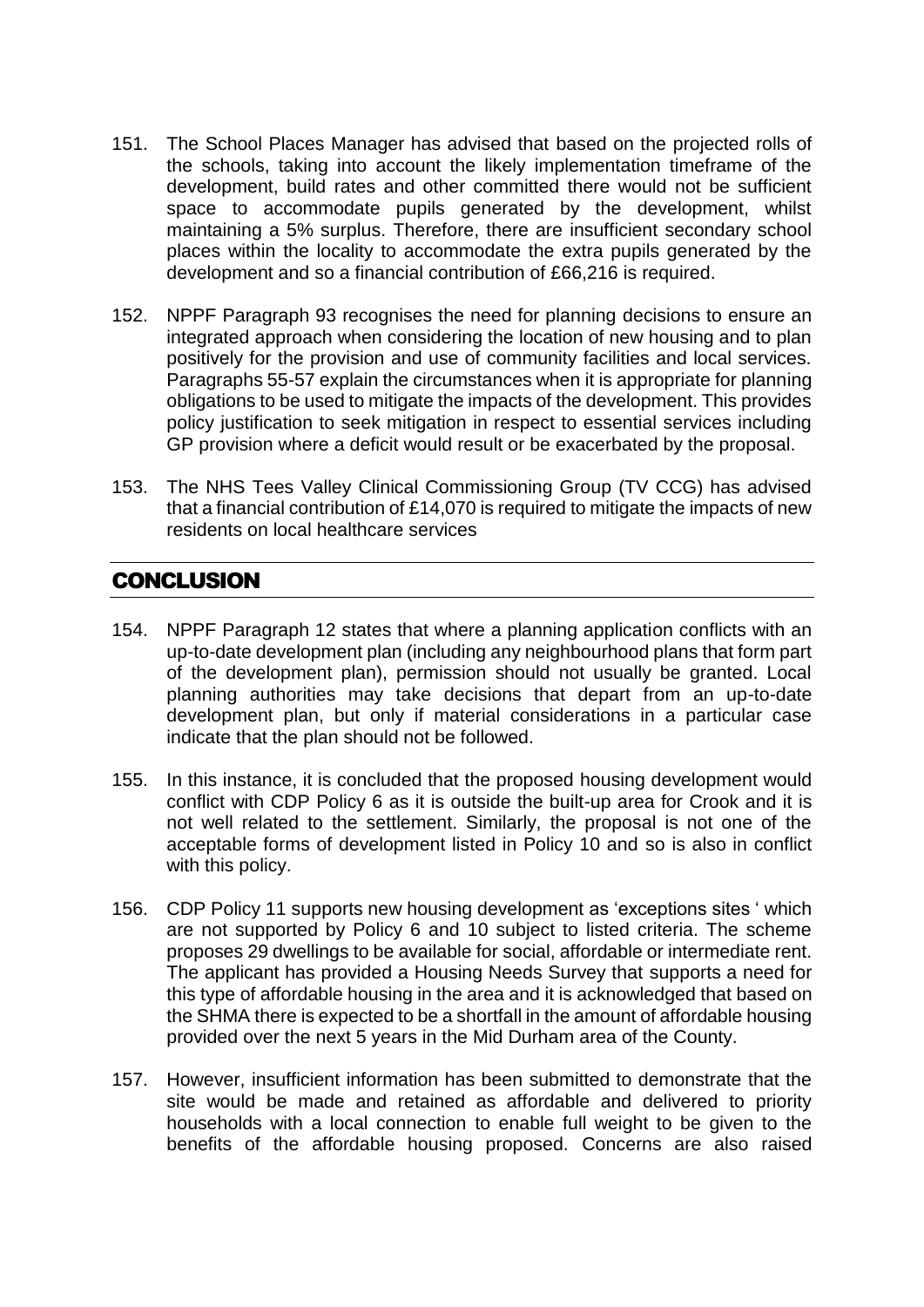151. The School Places Manager has advised that based on the projected rolls of the schools, taking into account the likely implementation timeframe of the development, build rates and other committed there would not be sufficient space to accommodate pupils generated by the development, whilst maintaining a 5% surplus. Therefore, there are insufficient secondary school places within the locality to accommodate the extra pupils generated by the development and so a financial contribution of £66,216 is required.

152. NPPF Paragraph 93 recognises the need for planning decisions to ensure an integrated approach when considering the location of new housing and to plan positively for the provision and use of community facilities and local services. Paragraphs 55-57 explain the circumstances when it is appropriate for planning obligations to be used to mitigate the impacts of the development. This provides policy justification to seek mitigation in respect to essential services including GP provision where a deficit would result or be exacerbated by the proposal.

153. The NHS Tees Valley Clinical Commissioning Group (TV CCG) has advised that a financial contribution of £14,070 is required to mitigate the impacts of new residents on local healthcare services

## CONCLUSION

154. NPPF Paragraph 12 states that where a planning application conflicts with an up-to-date development plan (including any neighbourhood plans that form part of the development plan), permission should not usually be granted. Local planning authorities may take decisions that depart from an up-to-date development plan, but only if material considerations in a particular case indicate that the plan should not be followed.

155. In this instance, it is concluded that the proposed housing development would conflict with CDP Policy 6 as it is outside the built-up area for Crook and it is not well related to the settlement. Similarly, the proposal is not one of the acceptable forms of development listed in Policy 10 and so is also in conflict with this policy.

156. CDP Policy 11 supports new housing development as 'exceptions sites ' which are not supported by Policy 6 and 10 subject to listed criteria. The scheme proposes 29 dwellings to be available for social, affordable or intermediate rent. The applicant has provided a Housing Needs Survey that supports a need for this type of affordable housing in the area and it is acknowledged that based on the SHMA there is expected to be a shortfall in the amount of affordable housing provided over the next 5 years in the Mid Durham area of the County.

157. However, insufficient information has been submitted to demonstrate that the site would be made and retained as affordable and delivered to priority households with a local connection to enable full weight to be given to the benefits of the affordable housing proposed. Concerns are also raised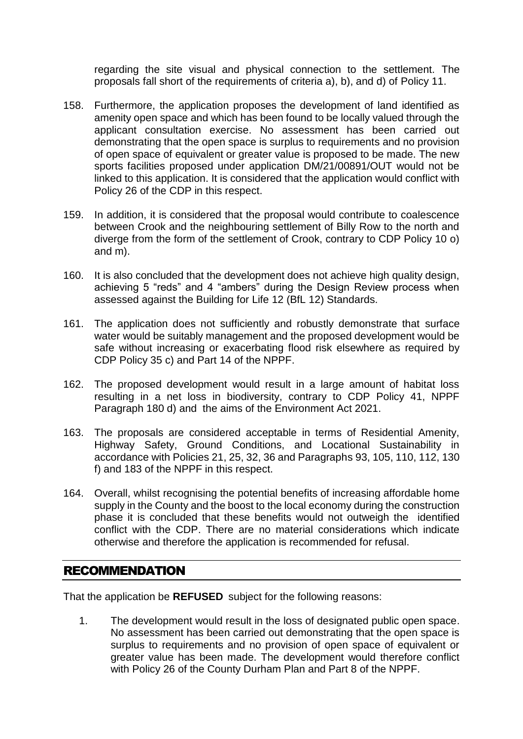regarding the site visual and physical connection to the settlement. The proposals fall short of the requirements of criteria a), b), and d) of Policy 11.

158. Furthermore, the application proposes the development of land identified as amenity open space and which has been found to be locally valued through the applicant consultation exercise. No assessment has been carried out demonstrating that the open space is surplus to requirements and no provision of open space of equivalent or greater value is proposed to be made. The new sports facilities proposed under application DM/21/00891/OUT would not be linked to this application. It is considered that the application would conflict with Policy 26 of the CDP in this respect.

159. In addition, it is considered that the proposal would contribute to coalescence between Crook and the neighbouring settlement of Billy Row to the north and diverge from the form of the settlement of Crook, contrary to CDP Policy 10 o) and m).

160. It is also concluded that the development does not achieve high quality design, achieving 5 "reds" and 4 "ambers" during the Design Review process when assessed against the Building for Life 12 (BfL 12) Standards.

161. The application does not sufficiently and robustly demonstrate that surface water would be suitably management and the proposed development would be safe without increasing or exacerbating flood risk elsewhere as required by CDP Policy 35 c) and Part 14 of the NPPF.

162. The proposed development would result in a large amount of habitat loss resulting in a net loss in biodiversity, contrary to CDP Policy 41, NPPF Paragraph 180 d) and the aims of the Environment Act 2021.

163. The proposals are considered acceptable in terms of Residential Amenity, Highway Safety, Ground Conditions, and Locational Sustainability in accordance with Policies 21, 25, 32, 36 and Paragraphs 93, 105, 110, 112, 130 f) and 183 of the NPPF in this respect.

164. Overall, whilst recognising the potential benefits of increasing affordable home supply in the County and the boost to the local economy during the construction phase it is concluded that these benefits would not outweigh the identified conflict with the CDP. There are no material considerations which indicate otherwise and therefore the application is recommended for refusal.

## RECOMMENDATION

That the application be **REFUSED** subject for the following reasons:

1. The development would result in the loss of designated public open space. No assessment has been carried out demonstrating that the open space is surplus to requirements and no provision of open space of equivalent or greater value has been made. The development would therefore conflict with Policy 26 of the County Durham Plan and Part 8 of the NPPF.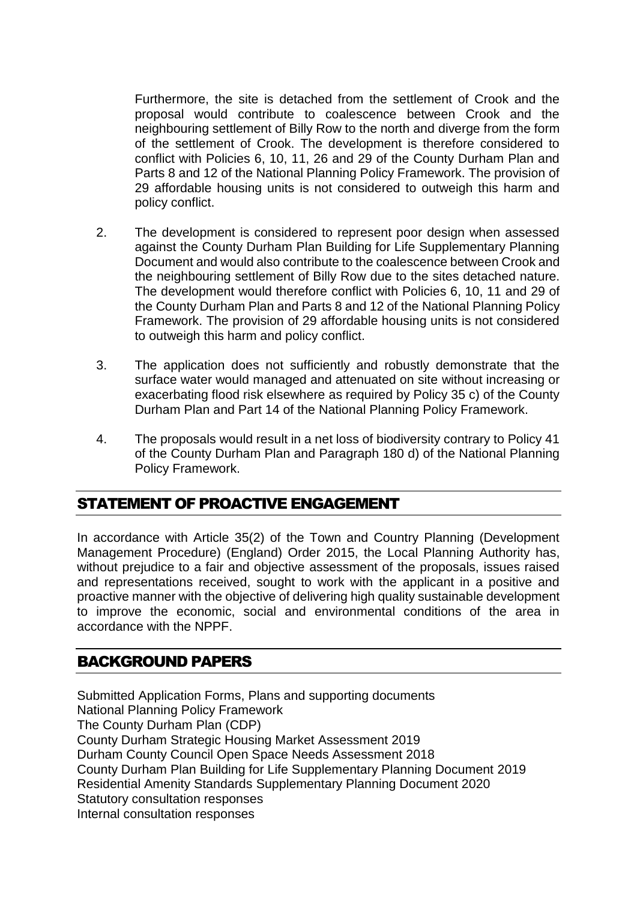Furthermore, the site is detached from the settlement of Crook and the proposal would contribute to coalescence between Crook and the neighbouring settlement of Billy Row to the north and diverge from the form of the settlement of Crook. The development is therefore considered to conflict with Policies 6, 10, 11, 26 and 29 of the County Durham Plan and Parts 8 and 12 of the National Planning Policy Framework. The provision of 29 affordable housing units is not considered to outweigh this harm and policy conflict.

2. The development is considered to represent poor design when assessed against the County Durham Plan Building for Life Supplementary Planning Document and would also contribute to the coalescence between Crook and the neighbouring settlement of Billy Row due to the sites detached nature. The development would therefore conflict with Policies 6, 10, 11 and 29 of the County Durham Plan and Parts 8 and 12 of the National Planning Policy Framework. The provision of 29 affordable housing units is not considered to outweigh this harm and policy conflict.

3. The application does not sufficiently and robustly demonstrate that the surface water would managed and attenuated on site without increasing or exacerbating flood risk elsewhere as required by Policy 35 c) of the County Durham Plan and Part 14 of the National Planning Policy Framework.

4. The proposals would result in a net loss of biodiversity contrary to Policy 41 of the County Durham Plan and Paragraph 180 d) of the National Planning Policy Framework.

## STATEMENT OF PROACTIVE ENGAGEMENT

In accordance with Article 35(2) of the Town and Country Planning (Development Management Procedure) (England) Order 2015, the Local Planning Authority has, without prejudice to a fair and objective assessment of the proposals, issues raised and representations received, sought to work with the applicant in a positive and proactive manner with the objective of delivering high quality sustainable development to improve the economic, social and environmental conditions of the area in accordance with the NPPF.

## BACKGROUND PAPERS

Submitted Application Forms, Plans and supporting documents
National Planning Policy Framework
The County Durham Plan (CDP)
County Durham Strategic Housing Market Assessment 2019
Durham County Council Open Space Needs Assessment 2018
County Durham Plan Building for Life Supplementary Planning Document 2019
Residential Amenity Standards Supplementary Planning Document 2020
Statutory consultation responses
Internal consultation responses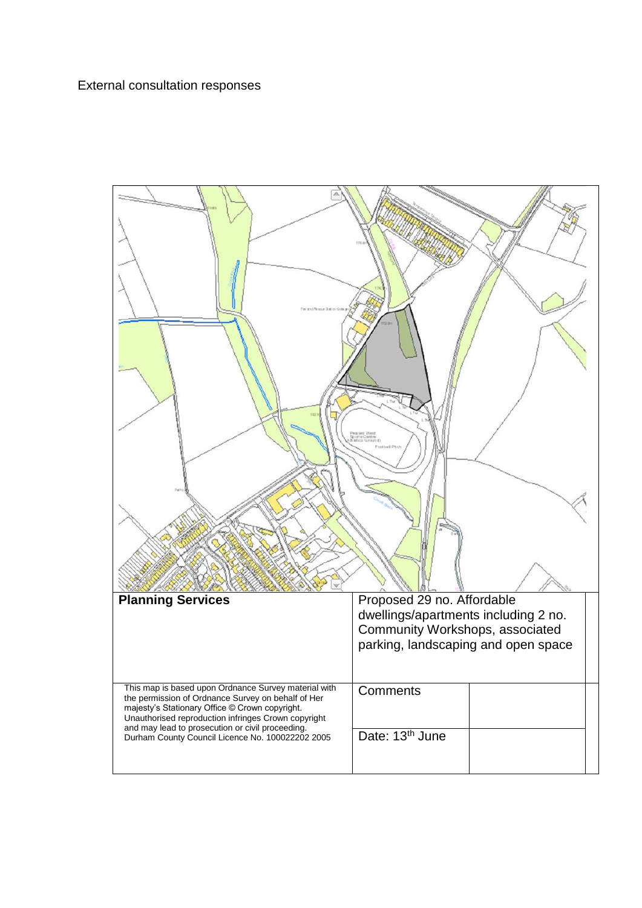External consultation responses

| **Planning Services** | Proposed 29 no. Affordable dwellings/apartments including 2 no. Community Workshops, associated parking, landscaping and open space | |
|---|---|---|
| This map is based upon Ordnance Survey material with the permission of Ordnance Survey on behalf of Her majesty's Stationary Office © Crown copyright. Unauthorised reproduction infringes Crown copyright and may lead to prosecution or civil proceeding. Durham County Council Licence No. 100022202 2005 | Comments | |
| | Date: 13th June | |